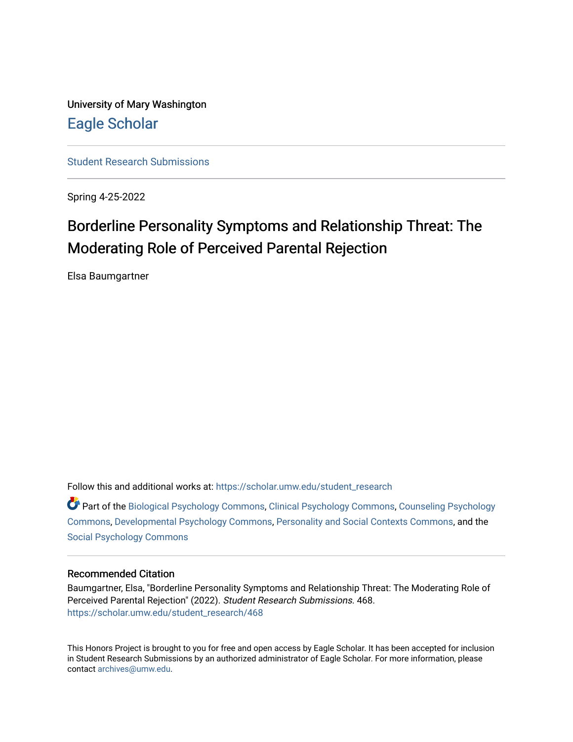University of Mary Washington

# Eagle Scholar

Student Research Submissions

Spring 4-25-2022

## Borderline Personality Symptoms and Relationship Threat: The Moderating Role of Perceived Parental Rejection

Elsa Baumgartner

Follow this and additional works at: https://scholar.umw.edu/student_research

Part of the Biological Psychology Commons, Clinical Psychology Commons, Counseling Psychology Commons, Developmental Psychology Commons, Personality and Social Contexts Commons, and the Social Psychology Commons

### Recommended Citation

Baumgartner, Elsa, "Borderline Personality Symptoms and Relationship Threat: The Moderating Role of Perceived Parental Rejection" (2022). *Student Research Submissions*. 468.
https://scholar.umw.edu/student_research/468

This Honors Project is brought to you for free and open access by Eagle Scholar. It has been accepted for inclusion in Student Research Submissions by an authorized administrator of Eagle Scholar. For more information, please contact archives@umw.edu.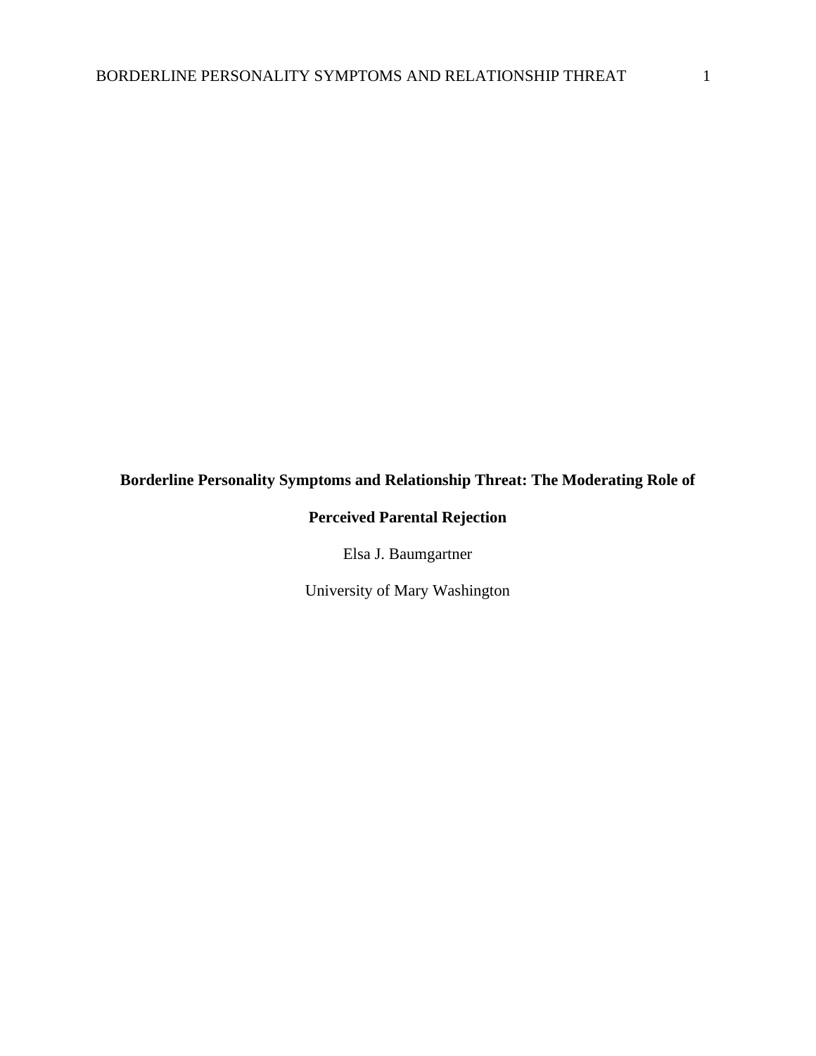**Borderline Personality Symptoms and Relationship Threat: The Moderating Role of Perceived Parental Rejection**

Elsa J. Baumgartner

University of Mary Washington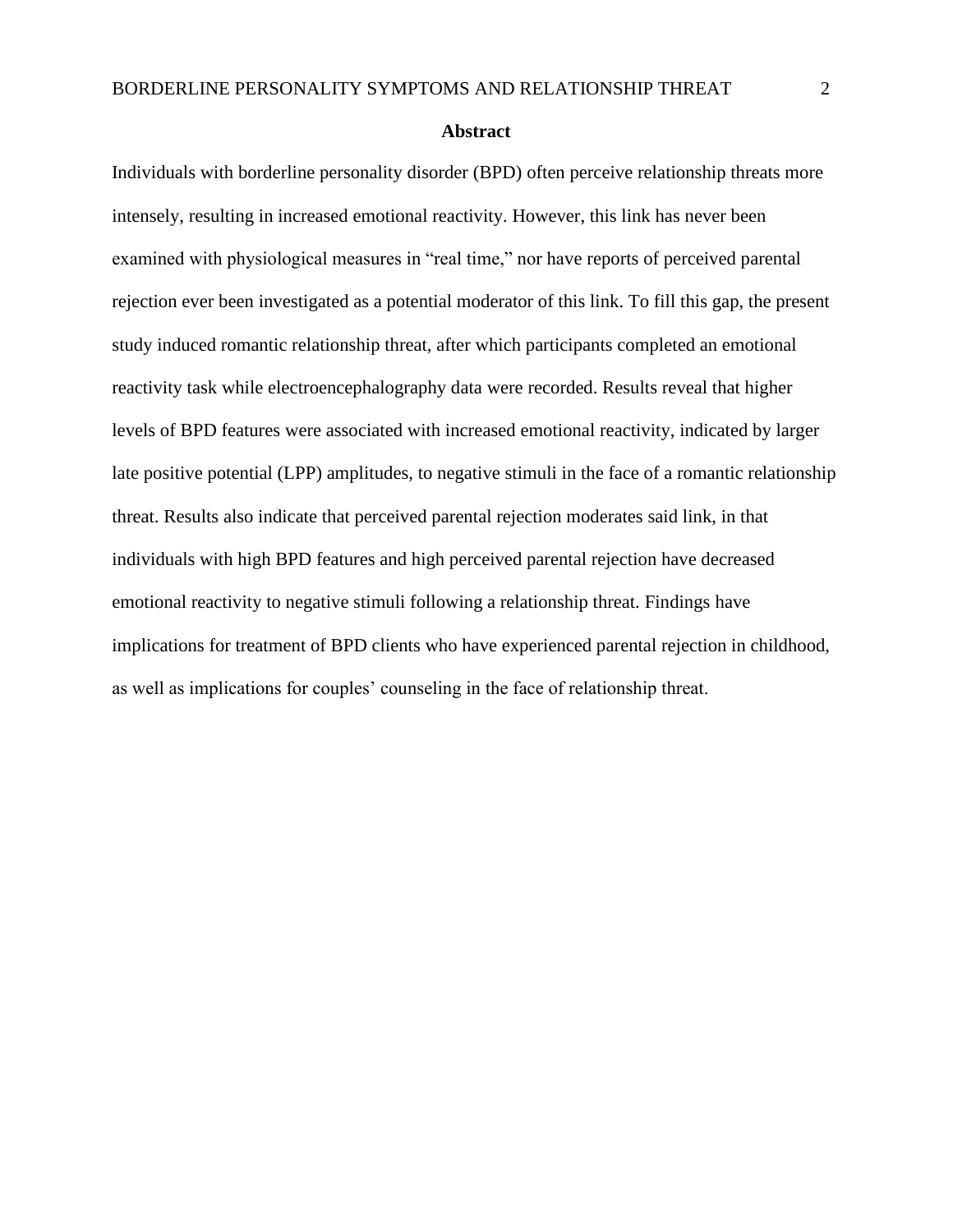## Abstract

Individuals with borderline personality disorder (BPD) often perceive relationship threats more intensely, resulting in increased emotional reactivity. However, this link has never been examined with physiological measures in “real time,” nor have reports of perceived parental rejection ever been investigated as a potential moderator of this link. To fill this gap, the present study induced romantic relationship threat, after which participants completed an emotional reactivity task while electroencephalography data were recorded. Results reveal that higher levels of BPD features were associated with increased emotional reactivity, indicated by larger late positive potential (LPP) amplitudes, to negative stimuli in the face of a romantic relationship threat. Results also indicate that perceived parental rejection moderates said link, in that individuals with high BPD features and high perceived parental rejection have decreased emotional reactivity to negative stimuli following a relationship threat. Findings have implications for treatment of BPD clients who have experienced parental rejection in childhood, as well as implications for couples’ counseling in the face of relationship threat.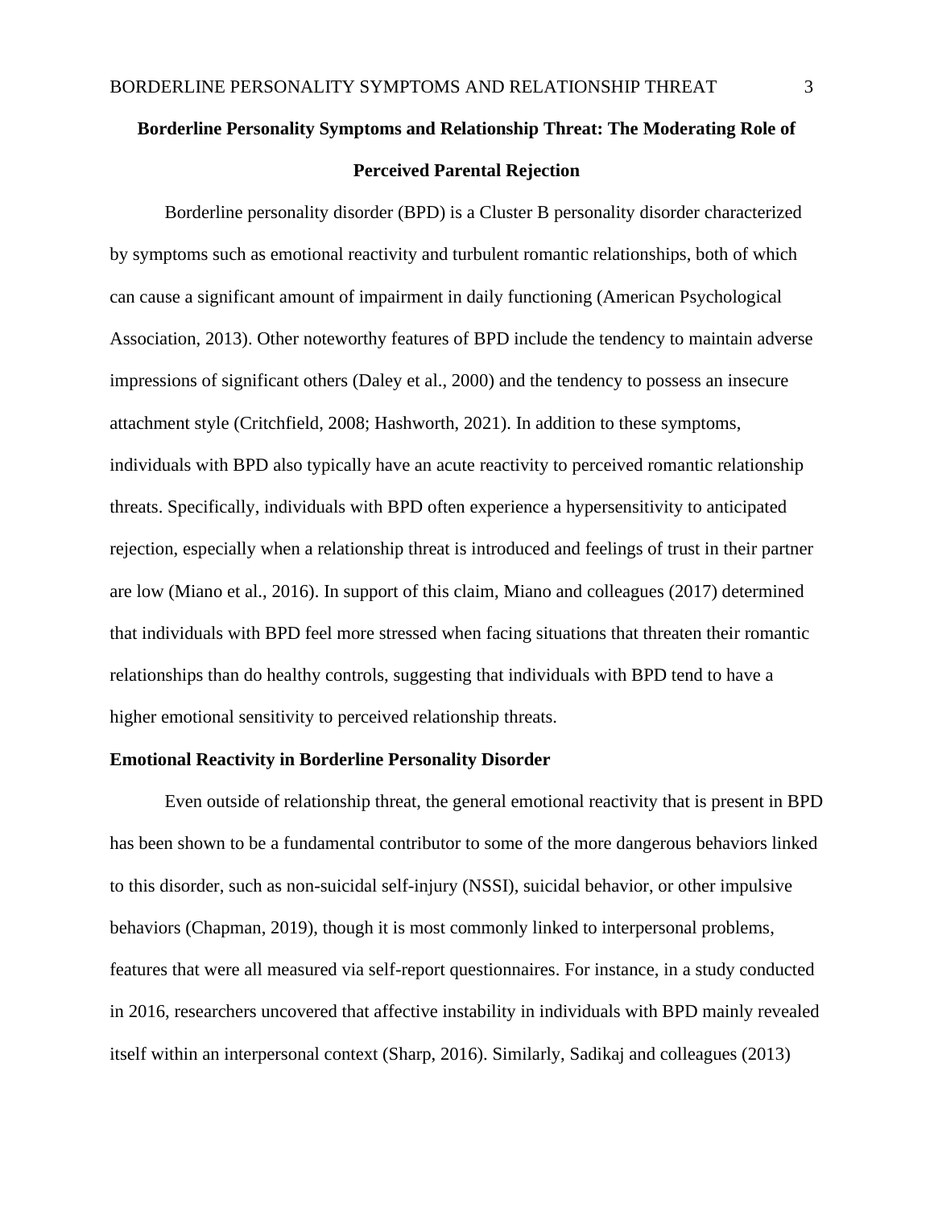**Borderline Personality Symptoms and Relationship Threat: The Moderating Role of Perceived Parental Rejection**

Borderline personality disorder (BPD) is a Cluster B personality disorder characterized by symptoms such as emotional reactivity and turbulent romantic relationships, both of which can cause a significant amount of impairment in daily functioning (American Psychological Association, 2013). Other noteworthy features of BPD include the tendency to maintain adverse impressions of significant others (Daley et al., 2000) and the tendency to possess an insecure attachment style (Critchfield, 2008; Hashworth, 2021). In addition to these symptoms, individuals with BPD also typically have an acute reactivity to perceived romantic relationship threats. Specifically, individuals with BPD often experience a hypersensitivity to anticipated rejection, especially when a relationship threat is introduced and feelings of trust in their partner are low (Miano et al., 2016). In support of this claim, Miano and colleagues (2017) determined that individuals with BPD feel more stressed when facing situations that threaten their romantic relationships than do healthy controls, suggesting that individuals with BPD tend to have a higher emotional sensitivity to perceived relationship threats.

## Emotional Reactivity in Borderline Personality Disorder

Even outside of relationship threat, the general emotional reactivity that is present in BPD has been shown to be a fundamental contributor to some of the more dangerous behaviors linked to this disorder, such as non-suicidal self-injury (NSSI), suicidal behavior, or other impulsive behaviors (Chapman, 2019), though it is most commonly linked to interpersonal problems, features that were all measured via self-report questionnaires. For instance, in a study conducted in 2016, researchers uncovered that affective instability in individuals with BPD mainly revealed itself within an interpersonal context (Sharp, 2016). Similarly, Sadikaj and colleagues (2013)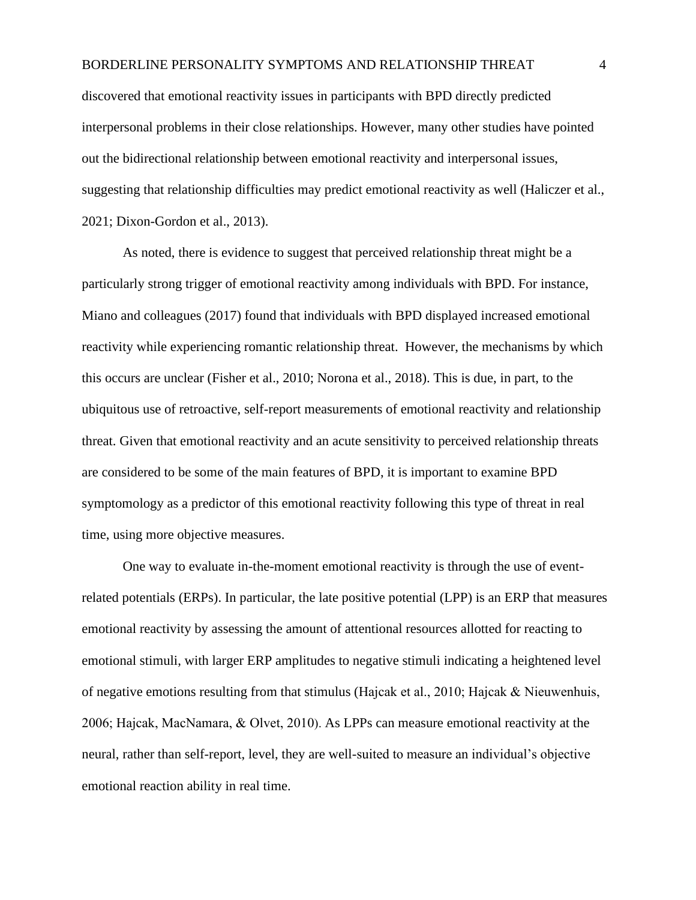discovered that emotional reactivity issues in participants with BPD directly predicted interpersonal problems in their close relationships. However, many other studies have pointed out the bidirectional relationship between emotional reactivity and interpersonal issues, suggesting that relationship difficulties may predict emotional reactivity as well (Haliczer et al., 2021; Dixon-Gordon et al., 2013).

As noted, there is evidence to suggest that perceived relationship threat might be a particularly strong trigger of emotional reactivity among individuals with BPD. For instance, Miano and colleagues (2017) found that individuals with BPD displayed increased emotional reactivity while experiencing romantic relationship threat. However, the mechanisms by which this occurs are unclear (Fisher et al., 2010; Norona et al., 2018). This is due, in part, to the ubiquitous use of retroactive, self-report measurements of emotional reactivity and relationship threat. Given that emotional reactivity and an acute sensitivity to perceived relationship threats are considered to be some of the main features of BPD, it is important to examine BPD symptomology as a predictor of this emotional reactivity following this type of threat in real time, using more objective measures.

One way to evaluate in-the-moment emotional reactivity is through the use of event-related potentials (ERPs). In particular, the late positive potential (LPP) is an ERP that measures emotional reactivity by assessing the amount of attentional resources allotted for reacting to emotional stimuli, with larger ERP amplitudes to negative stimuli indicating a heightened level of negative emotions resulting from that stimulus (Hajcak et al., 2010; Hajcak & Nieuwenhuis, 2006; Hajcak, MacNamara, & Olvet, 2010). As LPPs can measure emotional reactivity at the neural, rather than self-report, level, they are well-suited to measure an individual's objective emotional reaction ability in real time.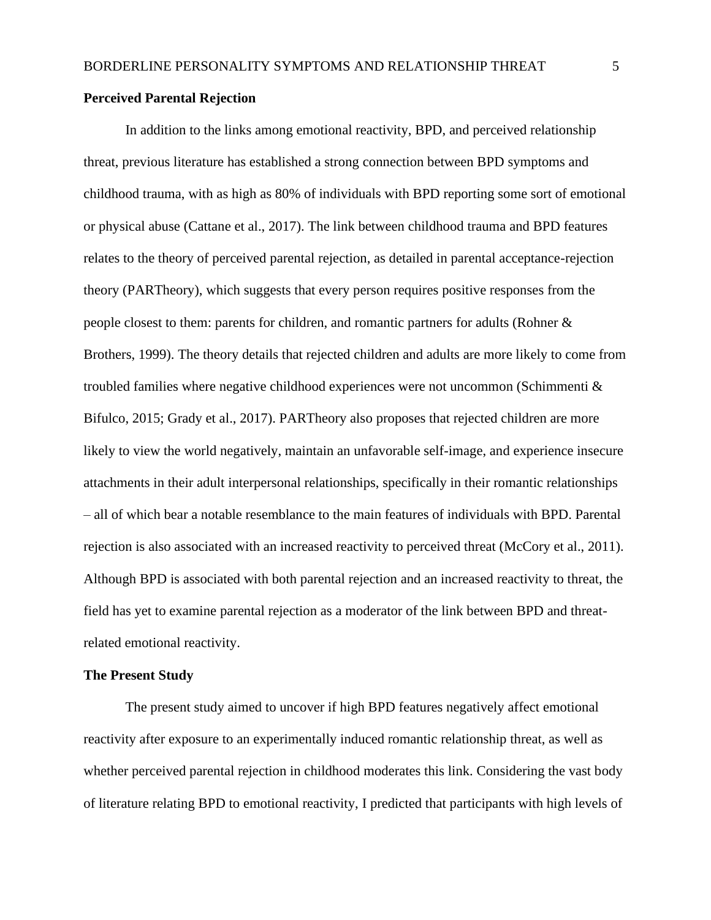## Perceived Parental Rejection

In addition to the links among emotional reactivity, BPD, and perceived relationship threat, previous literature has established a strong connection between BPD symptoms and childhood trauma, with as high as 80% of individuals with BPD reporting some sort of emotional or physical abuse (Cattane et al., 2017). The link between childhood trauma and BPD features relates to the theory of perceived parental rejection, as detailed in parental acceptance-rejection theory (PARTheory), which suggests that every person requires positive responses from the people closest to them: parents for children, and romantic partners for adults (Rohner & Brothers, 1999). The theory details that rejected children and adults are more likely to come from troubled families where negative childhood experiences were not uncommon (Schimmenti & Bifulco, 2015; Grady et al., 2017). PARTheory also proposes that rejected children are more likely to view the world negatively, maintain an unfavorable self-image, and experience insecure attachments in their adult interpersonal relationships, specifically in their romantic relationships – all of which bear a notable resemblance to the main features of individuals with BPD. Parental rejection is also associated with an increased reactivity to perceived threat (McCory et al., 2011). Although BPD is associated with both parental rejection and an increased reactivity to threat, the field has yet to examine parental rejection as a moderator of the link between BPD and threat-related emotional reactivity.

## The Present Study

The present study aimed to uncover if high BPD features negatively affect emotional reactivity after exposure to an experimentally induced romantic relationship threat, as well as whether perceived parental rejection in childhood moderates this link. Considering the vast body of literature relating BPD to emotional reactivity, I predicted that participants with high levels of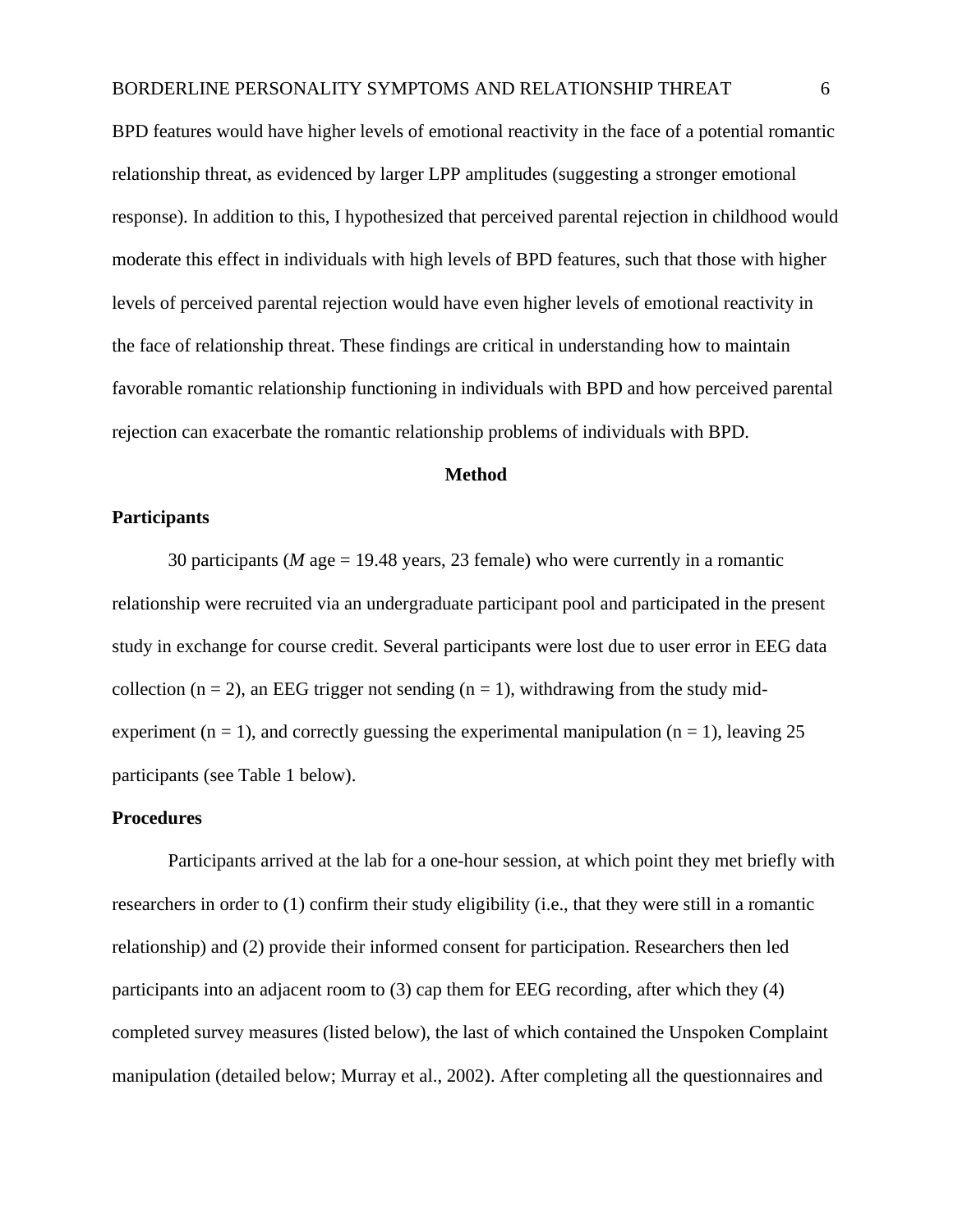BPD features would have higher levels of emotional reactivity in the face of a potential romantic relationship threat, as evidenced by larger LPP amplitudes (suggesting a stronger emotional response). In addition to this, I hypothesized that perceived parental rejection in childhood would moderate this effect in individuals with high levels of BPD features, such that those with higher levels of perceived parental rejection would have even higher levels of emotional reactivity in the face of relationship threat. These findings are critical in understanding how to maintain favorable romantic relationship functioning in individuals with BPD and how perceived parental rejection can exacerbate the romantic relationship problems of individuals with BPD.

# Method

## Participants

30 participants (*M* age = 19.48 years, 23 female) who were currently in a romantic relationship were recruited via an undergraduate participant pool and participated in the present study in exchange for course credit. Several participants were lost due to user error in EEG data collection (n = 2), an EEG trigger not sending (n = 1), withdrawing from the study mid-experiment (n = 1), and correctly guessing the experimental manipulation (n = 1), leaving 25 participants (see Table 1 below).

## Procedures

Participants arrived at the lab for a one-hour session, at which point they met briefly with researchers in order to (1) confirm their study eligibility (i.e., that they were still in a romantic relationship) and (2) provide their informed consent for participation. Researchers then led participants into an adjacent room to (3) cap them for EEG recording, after which they (4) completed survey measures (listed below), the last of which contained the Unspoken Complaint manipulation (detailed below; Murray et al., 2002). After completing all the questionnaires and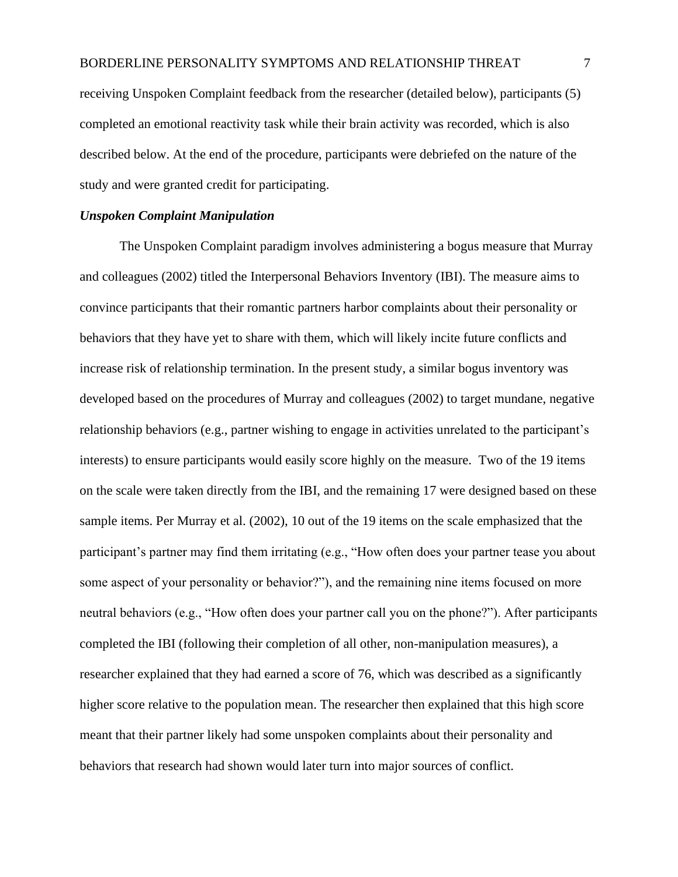receiving Unspoken Complaint feedback from the researcher (detailed below), participants (5) completed an emotional reactivity task while their brain activity was recorded, which is also described below. At the end of the procedure, participants were debriefed on the nature of the study and were granted credit for participating.

### *Unspoken Complaint Manipulation*

The Unspoken Complaint paradigm involves administering a bogus measure that Murray and colleagues (2002) titled the Interpersonal Behaviors Inventory (IBI). The measure aims to convince participants that their romantic partners harbor complaints about their personality or behaviors that they have yet to share with them, which will likely incite future conflicts and increase risk of relationship termination. In the present study, a similar bogus inventory was developed based on the procedures of Murray and colleagues (2002) to target mundane, negative relationship behaviors (e.g., partner wishing to engage in activities unrelated to the participant's interests) to ensure participants would easily score highly on the measure. Two of the 19 items on the scale were taken directly from the IBI, and the remaining 17 were designed based on these sample items. Per Murray et al. (2002), 10 out of the 19 items on the scale emphasized that the participant's partner may find them irritating (e.g., "How often does your partner tease you about some aspect of your personality or behavior?"), and the remaining nine items focused on more neutral behaviors (e.g., "How often does your partner call you on the phone?"). After participants completed the IBI (following their completion of all other, non-manipulation measures), a researcher explained that they had earned a score of 76, which was described as a significantly higher score relative to the population mean. The researcher then explained that this high score meant that their partner likely had some unspoken complaints about their personality and behaviors that research had shown would later turn into major sources of conflict.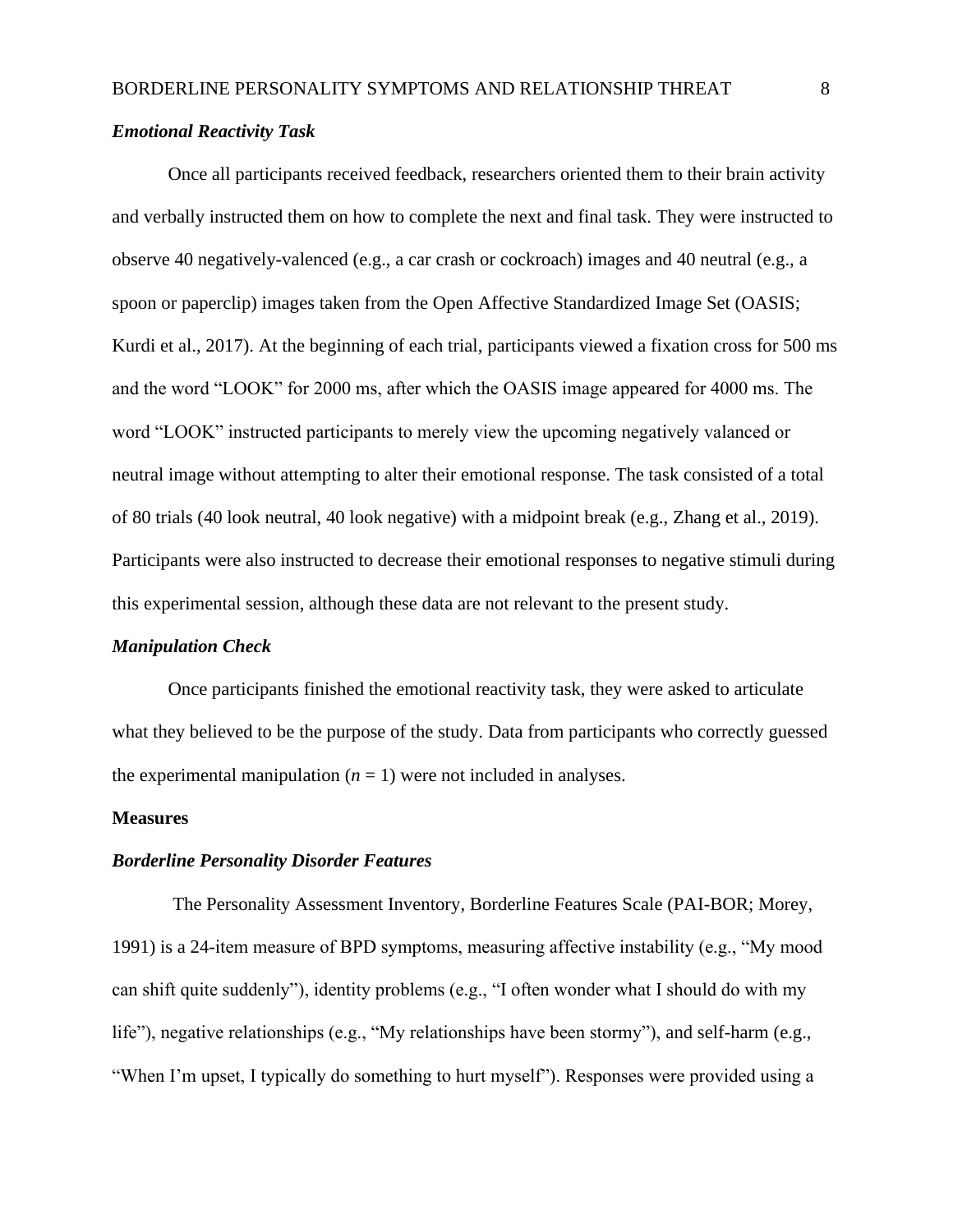### *Emotional Reactivity Task*

Once all participants received feedback, researchers oriented them to their brain activity and verbally instructed them on how to complete the next and final task. They were instructed to observe 40 negatively-valenced (e.g., a car crash or cockroach) images and 40 neutral (e.g., a spoon or paperclip) images taken from the Open Affective Standardized Image Set (OASIS; Kurdi et al., 2017). At the beginning of each trial, participants viewed a fixation cross for 500 ms and the word "LOOK" for 2000 ms, after which the OASIS image appeared for 4000 ms. The word "LOOK" instructed participants to merely view the upcoming negatively valanced or neutral image without attempting to alter their emotional response. The task consisted of a total of 80 trials (40 look neutral, 40 look negative) with a midpoint break (e.g., Zhang et al., 2019). Participants were also instructed to decrease their emotional responses to negative stimuli during this experimental session, although these data are not relevant to the present study.

### *Manipulation Check*

Once participants finished the emotional reactivity task, they were asked to articulate what they believed to be the purpose of the study. Data from participants who correctly guessed the experimental manipulation ($n = 1$) were not included in analyses.

## **Measures**

### *Borderline Personality Disorder Features*

The Personality Assessment Inventory, Borderline Features Scale (PAI-BOR; Morey, 1991) is a 24-item measure of BPD symptoms, measuring affective instability (e.g., "My mood can shift quite suddenly"), identity problems (e.g., "I often wonder what I should do with my life"), negative relationships (e.g., "My relationships have been stormy"), and self-harm (e.g., "When I'm upset, I typically do something to hurt myself"). Responses were provided using a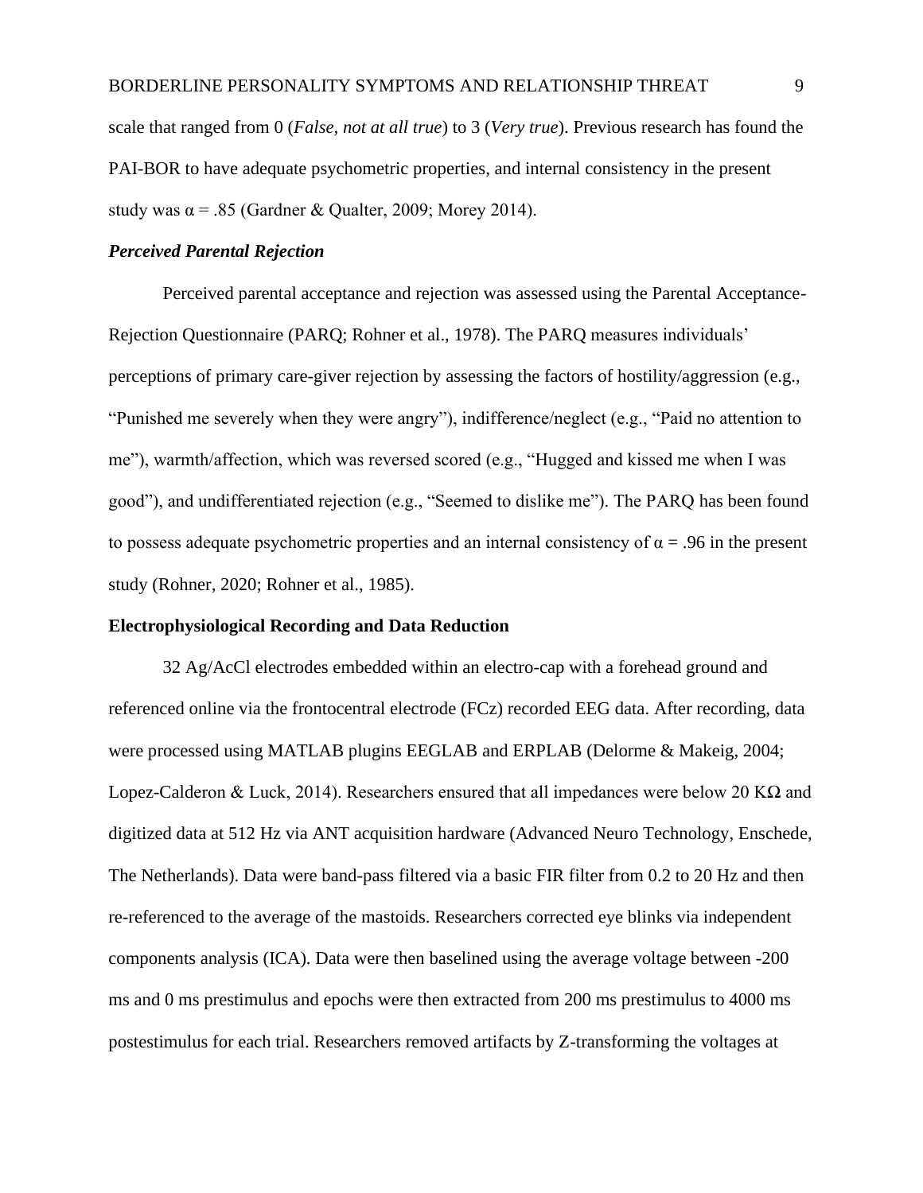scale that ranged from 0 (*False, not at all true*) to 3 (*Very true*). Previous research has found the PAI-BOR to have adequate psychometric properties, and internal consistency in the present study was α = .85 (Gardner & Qualter, 2009; Morey 2014).

### *Perceived Parental Rejection*

Perceived parental acceptance and rejection was assessed using the Parental Acceptance-Rejection Questionnaire (PARQ; Rohner et al., 1978). The PARQ measures individuals' perceptions of primary care-giver rejection by assessing the factors of hostility/aggression (e.g., "Punished me severely when they were angry"), indifference/neglect (e.g., "Paid no attention to me"), warmth/affection, which was reversed scored (e.g., "Hugged and kissed me when I was good"), and undifferentiated rejection (e.g., "Seemed to dislike me"). The PARQ has been found to possess adequate psychometric properties and an internal consistency of α = .96 in the present study (Rohner, 2020; Rohner et al., 1985).

## Electrophysiological Recording and Data Reduction

32 Ag/AcCl electrodes embedded within an electro-cap with a forehead ground and referenced online via the frontocentral electrode (FCz) recorded EEG data. After recording, data were processed using MATLAB plugins EEGLAB and ERPLAB (Delorme & Makeig, 2004; Lopez-Calderon & Luck, 2014). Researchers ensured that all impedances were below 20 KΩ and digitized data at 512 Hz via ANT acquisition hardware (Advanced Neuro Technology, Enschede, The Netherlands). Data were band-pass filtered via a basic FIR filter from 0.2 to 20 Hz and then re-referenced to the average of the mastoids. Researchers corrected eye blinks via independent components analysis (ICA). Data were then baselined using the average voltage between -200 ms and 0 ms prestimulus and epochs were then extracted from 200 ms prestimulus to 4000 ms postestimulus for each trial. Researchers removed artifacts by Z-transforming the voltages at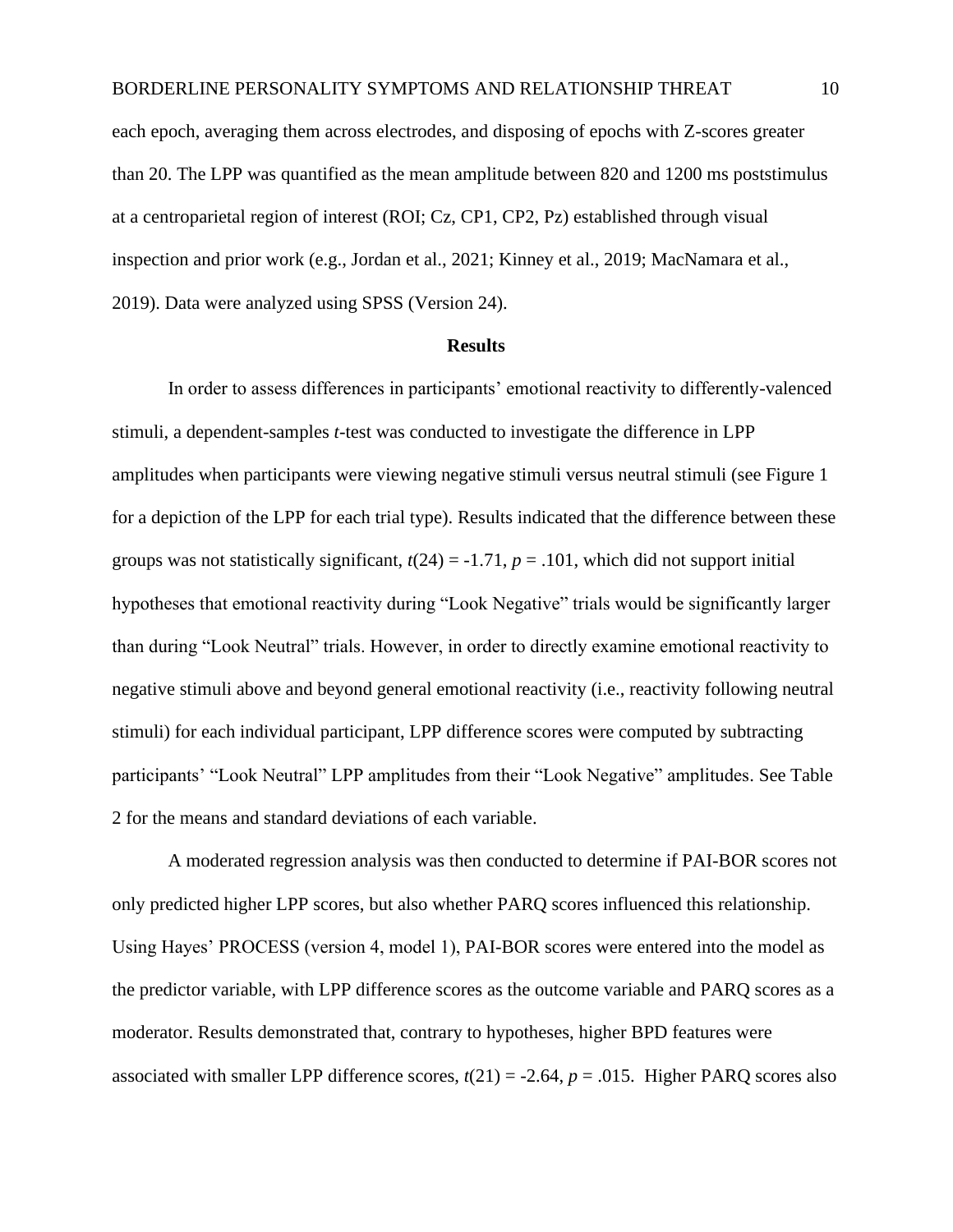each epoch, averaging them across electrodes, and disposing of epochs with Z-scores greater than 20. The LPP was quantified as the mean amplitude between 820 and 1200 ms poststimulus at a centroparietal region of interest (ROI; Cz, CP1, CP2, Pz) established through visual inspection and prior work (e.g., Jordan et al., 2021; Kinney et al., 2019; MacNamara et al., 2019). Data were analyzed using SPSS (Version 24).

## Results

In order to assess differences in participants' emotional reactivity to differently-valenced stimuli, a dependent-samples *t*-test was conducted to investigate the difference in LPP amplitudes when participants were viewing negative stimuli versus neutral stimuli (see Figure 1 for a depiction of the LPP for each trial type). Results indicated that the difference between these groups was not statistically significant, $t(24) = -1.71$, $p = .101$, which did not support initial hypotheses that emotional reactivity during "Look Negative" trials would be significantly larger than during "Look Neutral" trials. However, in order to directly examine emotional reactivity to negative stimuli above and beyond general emotional reactivity (i.e., reactivity following neutral stimuli) for each individual participant, LPP difference scores were computed by subtracting participants' "Look Neutral" LPP amplitudes from their "Look Negative" amplitudes. See Table 2 for the means and standard deviations of each variable.

A moderated regression analysis was then conducted to determine if PAI-BOR scores not only predicted higher LPP scores, but also whether PARQ scores influenced this relationship. Using Hayes' PROCESS (version 4, model 1), PAI-BOR scores were entered into the model as the predictor variable, with LPP difference scores as the outcome variable and PARQ scores as a moderator. Results demonstrated that, contrary to hypotheses, higher BPD features were associated with smaller LPP difference scores, $t(21) = -2.64$, $p = .015$. Higher PARQ scores also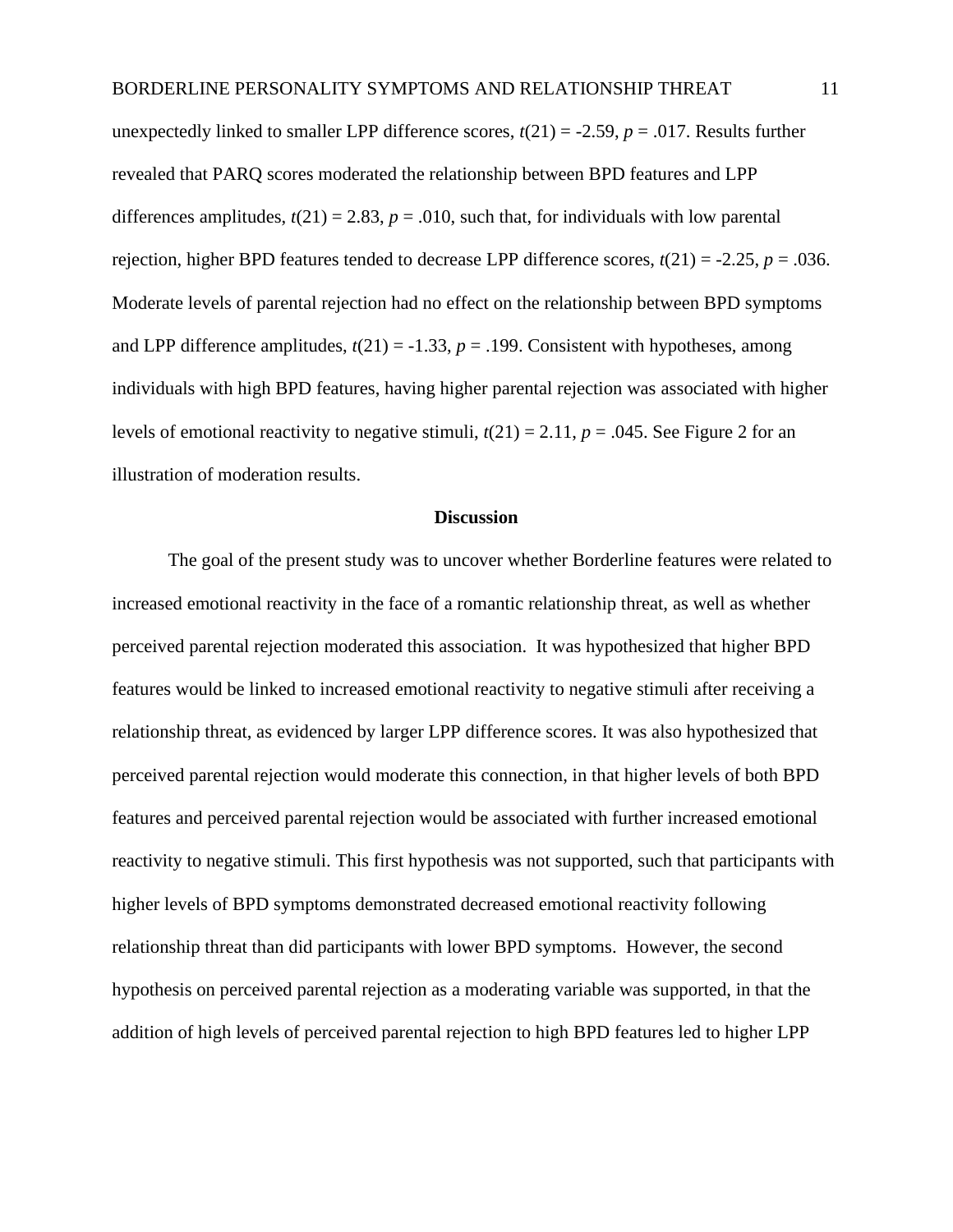unexpectedly linked to smaller LPP difference scores, $t(21) = -2.59$, $p = .017$. Results further revealed that PARQ scores moderated the relationship between BPD features and LPP differences amplitudes, $t(21) = 2.83$, $p = .010$, such that, for individuals with low parental rejection, higher BPD features tended to decrease LPP difference scores, $t(21) = -2.25$, $p = .036$. Moderate levels of parental rejection had no effect on the relationship between BPD symptoms and LPP difference amplitudes, $t(21) = -1.33$, $p = .199$. Consistent with hypotheses, among individuals with high BPD features, having higher parental rejection was associated with higher levels of emotional reactivity to negative stimuli, $t(21) = 2.11$, $p = .045$. See Figure 2 for an illustration of moderation results.

## Discussion

The goal of the present study was to uncover whether Borderline features were related to increased emotional reactivity in the face of a romantic relationship threat, as well as whether perceived parental rejection moderated this association. It was hypothesized that higher BPD features would be linked to increased emotional reactivity to negative stimuli after receiving a relationship threat, as evidenced by larger LPP difference scores. It was also hypothesized that perceived parental rejection would moderate this connection, in that higher levels of both BPD features and perceived parental rejection would be associated with further increased emotional reactivity to negative stimuli. This first hypothesis was not supported, such that participants with higher levels of BPD symptoms demonstrated decreased emotional reactivity following relationship threat than did participants with lower BPD symptoms. However, the second hypothesis on perceived parental rejection as a moderating variable was supported, in that the addition of high levels of perceived parental rejection to high BPD features led to higher LPP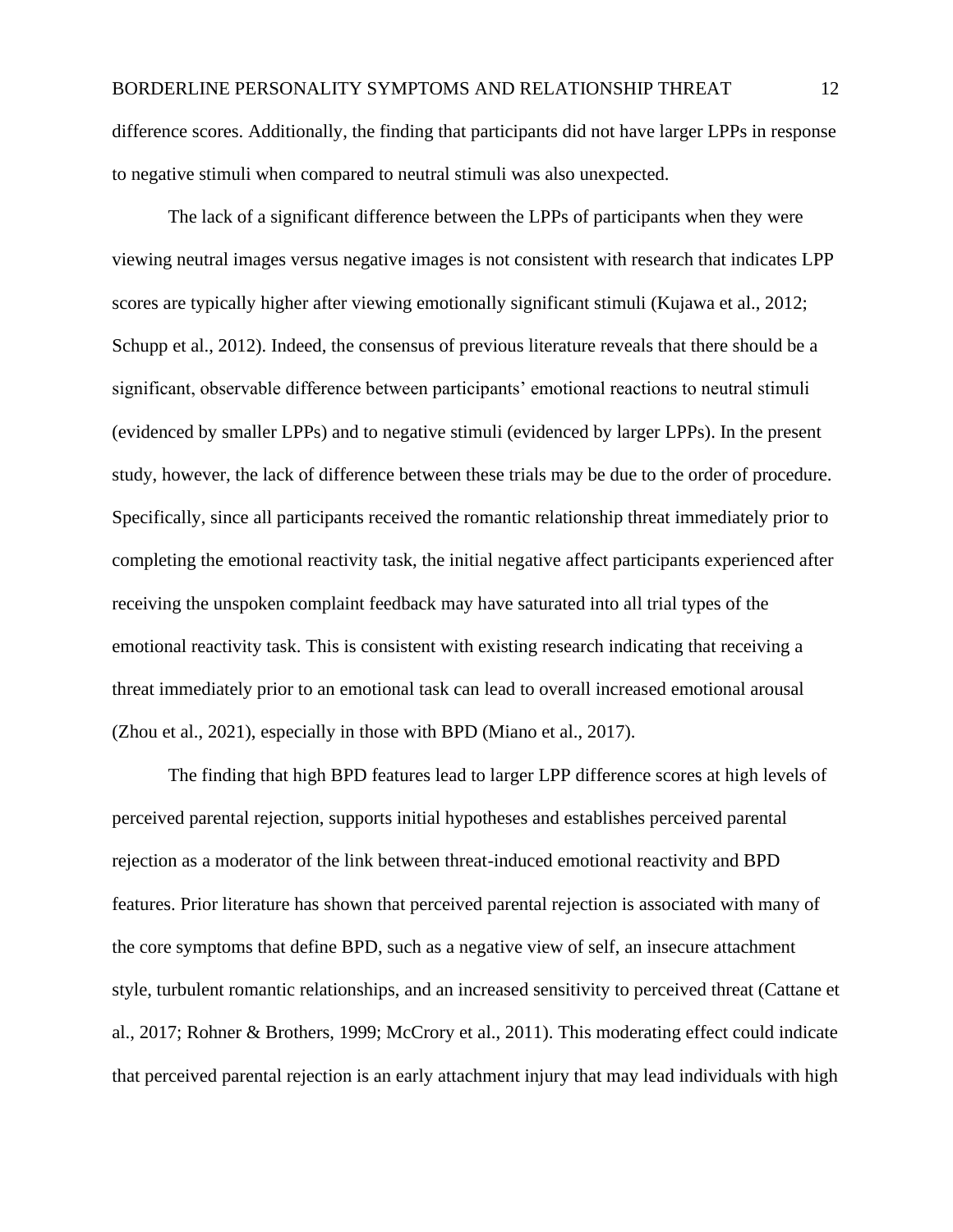difference scores. Additionally, the finding that participants did not have larger LPPs in response to negative stimuli when compared to neutral stimuli was also unexpected.

The lack of a significant difference between the LPPs of participants when they were viewing neutral images versus negative images is not consistent with research that indicates LPP scores are typically higher after viewing emotionally significant stimuli (Kujawa et al., 2012; Schupp et al., 2012). Indeed, the consensus of previous literature reveals that there should be a significant, observable difference between participants' emotional reactions to neutral stimuli (evidenced by smaller LPPs) and to negative stimuli (evidenced by larger LPPs). In the present study, however, the lack of difference between these trials may be due to the order of procedure. Specifically, since all participants received the romantic relationship threat immediately prior to completing the emotional reactivity task, the initial negative affect participants experienced after receiving the unspoken complaint feedback may have saturated into all trial types of the emotional reactivity task. This is consistent with existing research indicating that receiving a threat immediately prior to an emotional task can lead to overall increased emotional arousal (Zhou et al., 2021), especially in those with BPD (Miano et al., 2017).

The finding that high BPD features lead to larger LPP difference scores at high levels of perceived parental rejection, supports initial hypotheses and establishes perceived parental rejection as a moderator of the link between threat-induced emotional reactivity and BPD features. Prior literature has shown that perceived parental rejection is associated with many of the core symptoms that define BPD, such as a negative view of self, an insecure attachment style, turbulent romantic relationships, and an increased sensitivity to perceived threat (Cattane et al., 2017; Rohner & Brothers, 1999; McCrory et al., 2011). This moderating effect could indicate that perceived parental rejection is an early attachment injury that may lead individuals with high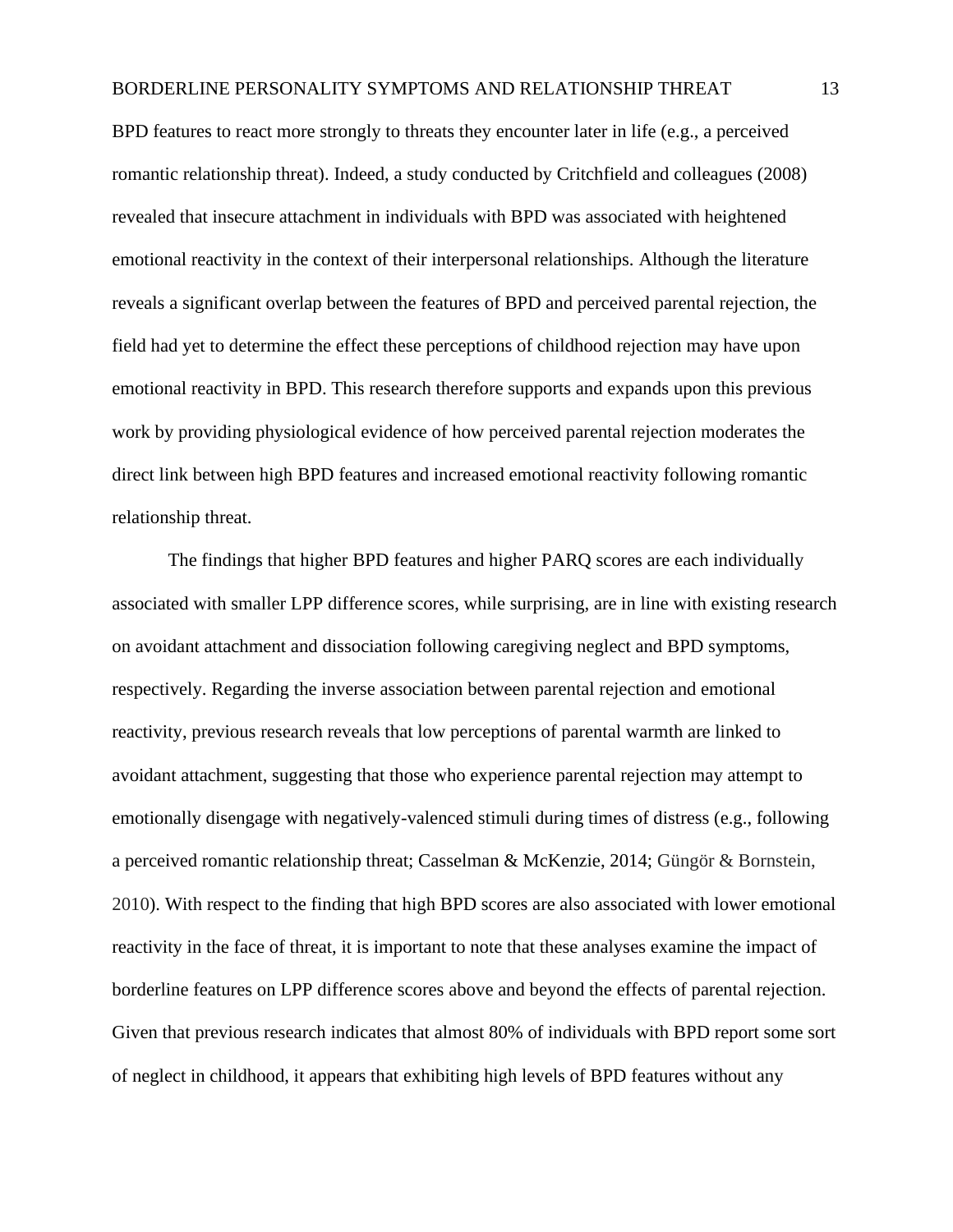BPD features to react more strongly to threats they encounter later in life (e.g., a perceived romantic relationship threat). Indeed, a study conducted by Critchfield and colleagues (2008) revealed that insecure attachment in individuals with BPD was associated with heightened emotional reactivity in the context of their interpersonal relationships. Although the literature reveals a significant overlap between the features of BPD and perceived parental rejection, the field had yet to determine the effect these perceptions of childhood rejection may have upon emotional reactivity in BPD. This research therefore supports and expands upon this previous work by providing physiological evidence of how perceived parental rejection moderates the direct link between high BPD features and increased emotional reactivity following romantic relationship threat.

The findings that higher BPD features and higher PARQ scores are each individually associated with smaller LPP difference scores, while surprising, are in line with existing research on avoidant attachment and dissociation following caregiving neglect and BPD symptoms, respectively. Regarding the inverse association between parental rejection and emotional reactivity, previous research reveals that low perceptions of parental warmth are linked to avoidant attachment, suggesting that those who experience parental rejection may attempt to emotionally disengage with negatively-valenced stimuli during times of distress (e.g., following a perceived romantic relationship threat; Casselman & McKenzie, 2014; Güngör & Bornstein, 2010). With respect to the finding that high BPD scores are also associated with lower emotional reactivity in the face of threat, it is important to note that these analyses examine the impact of borderline features on LPP difference scores above and beyond the effects of parental rejection. Given that previous research indicates that almost 80% of individuals with BPD report some sort of neglect in childhood, it appears that exhibiting high levels of BPD features without any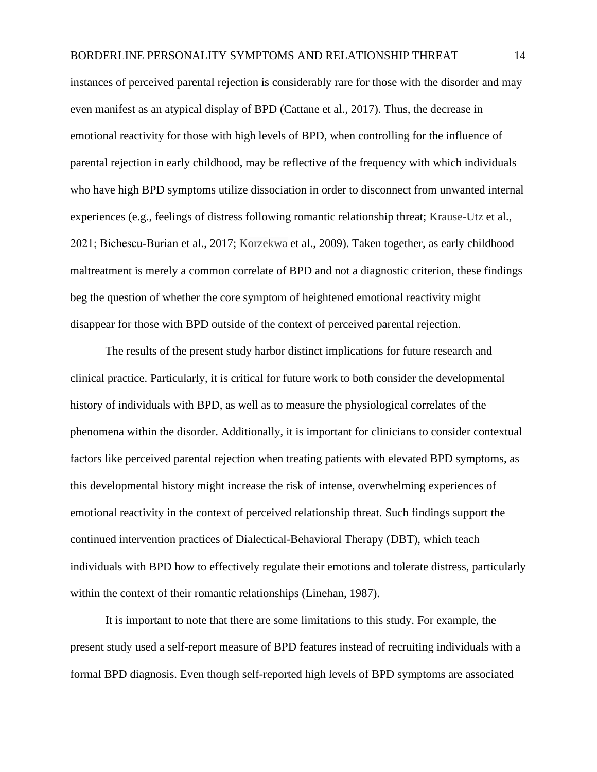instances of perceived parental rejection is considerably rare for those with the disorder and may even manifest as an atypical display of BPD (Cattane et al., 2017). Thus, the decrease in emotional reactivity for those with high levels of BPD, when controlling for the influence of parental rejection in early childhood, may be reflective of the frequency with which individuals who have high BPD symptoms utilize dissociation in order to disconnect from unwanted internal experiences (e.g., feelings of distress following romantic relationship threat; Krause-Utz et al., 2021; Bichescu-Burian et al., 2017; Korzekwa et al., 2009). Taken together, as early childhood maltreatment is merely a common correlate of BPD and not a diagnostic criterion, these findings beg the question of whether the core symptom of heightened emotional reactivity might disappear for those with BPD outside of the context of perceived parental rejection.

The results of the present study harbor distinct implications for future research and clinical practice. Particularly, it is critical for future work to both consider the developmental history of individuals with BPD, as well as to measure the physiological correlates of the phenomena within the disorder. Additionally, it is important for clinicians to consider contextual factors like perceived parental rejection when treating patients with elevated BPD symptoms, as this developmental history might increase the risk of intense, overwhelming experiences of emotional reactivity in the context of perceived relationship threat. Such findings support the continued intervention practices of Dialectical-Behavioral Therapy (DBT), which teach individuals with BPD how to effectively regulate their emotions and tolerate distress, particularly within the context of their romantic relationships (Linehan, 1987).

It is important to note that there are some limitations to this study. For example, the present study used a self-report measure of BPD features instead of recruiting individuals with a formal BPD diagnosis. Even though self-reported high levels of BPD symptoms are associated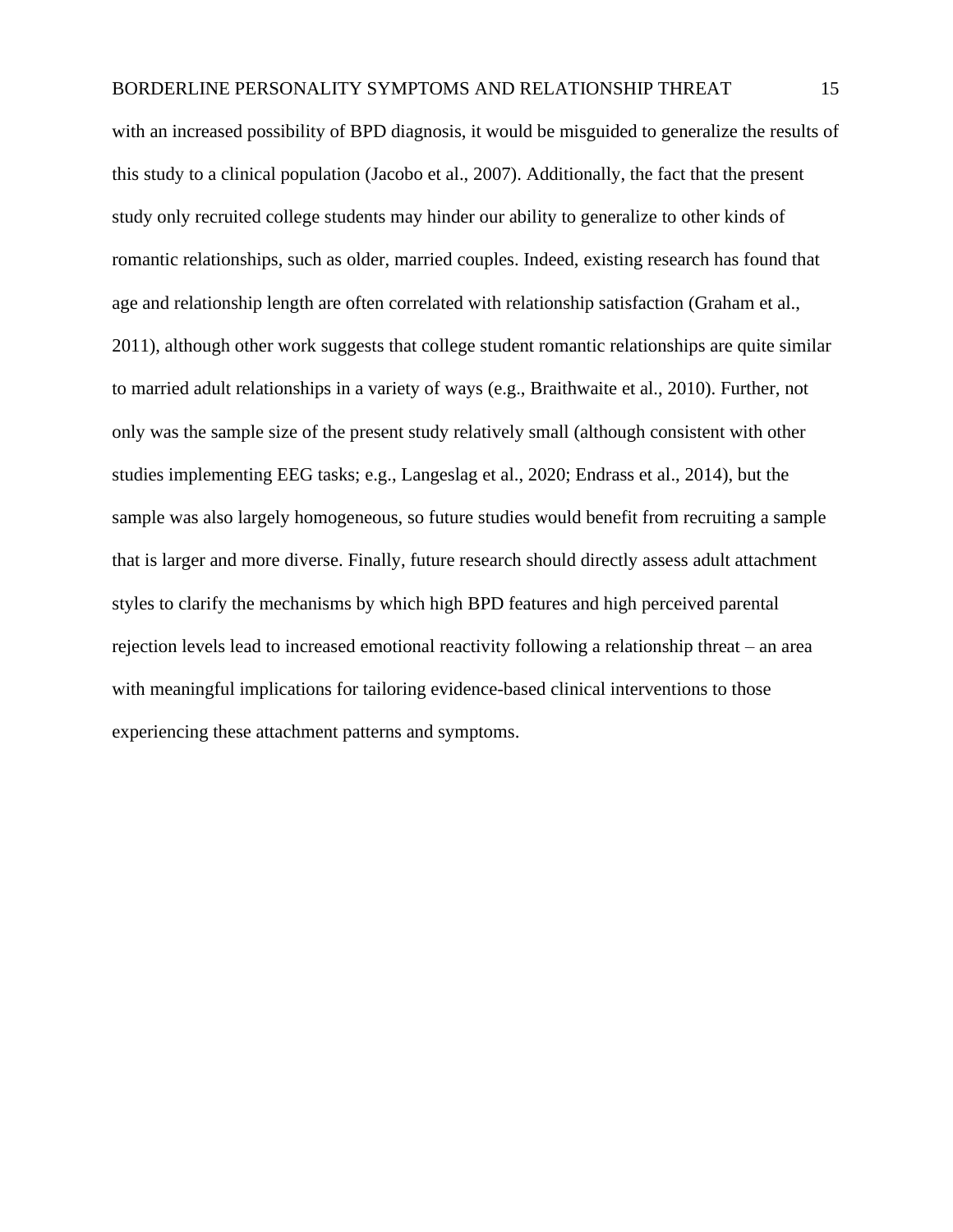with an increased possibility of BPD diagnosis, it would be misguided to generalize the results of this study to a clinical population (Jacobo et al., 2007). Additionally, the fact that the present study only recruited college students may hinder our ability to generalize to other kinds of romantic relationships, such as older, married couples. Indeed, existing research has found that age and relationship length are often correlated with relationship satisfaction (Graham et al., 2011), although other work suggests that college student romantic relationships are quite similar to married adult relationships in a variety of ways (e.g., Braithwaite et al., 2010). Further, not only was the sample size of the present study relatively small (although consistent with other studies implementing EEG tasks; e.g., Langeslag et al., 2020; Endrass et al., 2014), but the sample was also largely homogeneous, so future studies would benefit from recruiting a sample that is larger and more diverse. Finally, future research should directly assess adult attachment styles to clarify the mechanisms by which high BPD features and high perceived parental rejection levels lead to increased emotional reactivity following a relationship threat – an area with meaningful implications for tailoring evidence-based clinical interventions to those experiencing these attachment patterns and symptoms.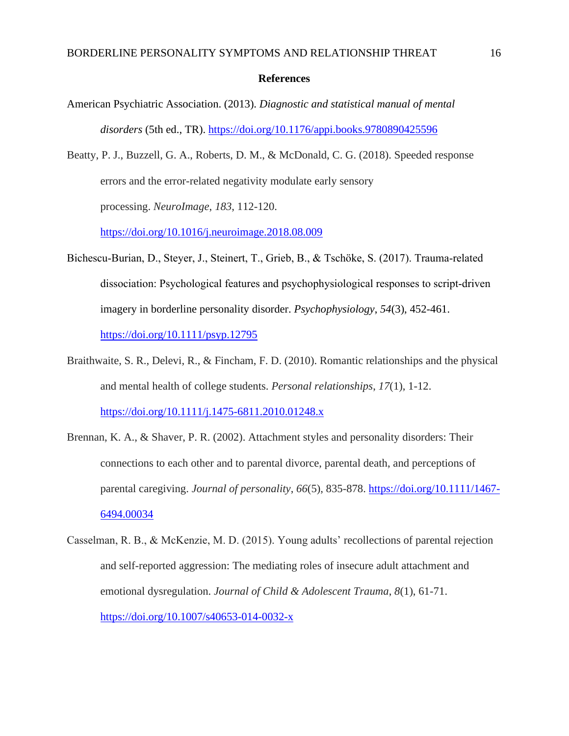## References

American Psychiatric Association. (2013). *Diagnostic and statistical manual of mental disorders* (5th ed., TR). https://doi.org/10.1176/appi.books.9780890425596

Beatty, P. J., Buzzell, G. A., Roberts, D. M., & McDonald, C. G. (2018). Speeded response errors and the error-related negativity modulate early sensory processing. *NeuroImage*, *183*, 112-120. https://doi.org/10.1016/j.neuroimage.2018.08.009

Bichescu-Burian, D., Steyer, J., Steinert, T., Grieb, B., & Tschöke, S. (2017). Trauma-related dissociation: Psychological features and psychophysiological responses to script-driven imagery in borderline personality disorder. *Psychophysiology*, *54*(3), 452-461. https://doi.org/10.1111/psyp.12795

Braithwaite, S. R., Delevi, R., & Fincham, F. D. (2010). Romantic relationships and the physical and mental health of college students. *Personal relationships*, *17*(1), 1-12. https://doi.org/10.1111/j.1475-6811.2010.01248.x

Brennan, K. A., & Shaver, P. R. (2002). Attachment styles and personality disorders: Their connections to each other and to parental divorce, parental death, and perceptions of parental caregiving. *Journal of personality*, *66*(5), 835-878. https://doi.org/10.1111/1467-6494.00034

Casselman, R. B., & McKenzie, M. D. (2015). Young adults' recollections of parental rejection and self-reported aggression: The mediating roles of insecure adult attachment and emotional dysregulation. *Journal of Child & Adolescent Trauma*, *8*(1), 61-71. https://doi.org/10.1007/s40653-014-0032-x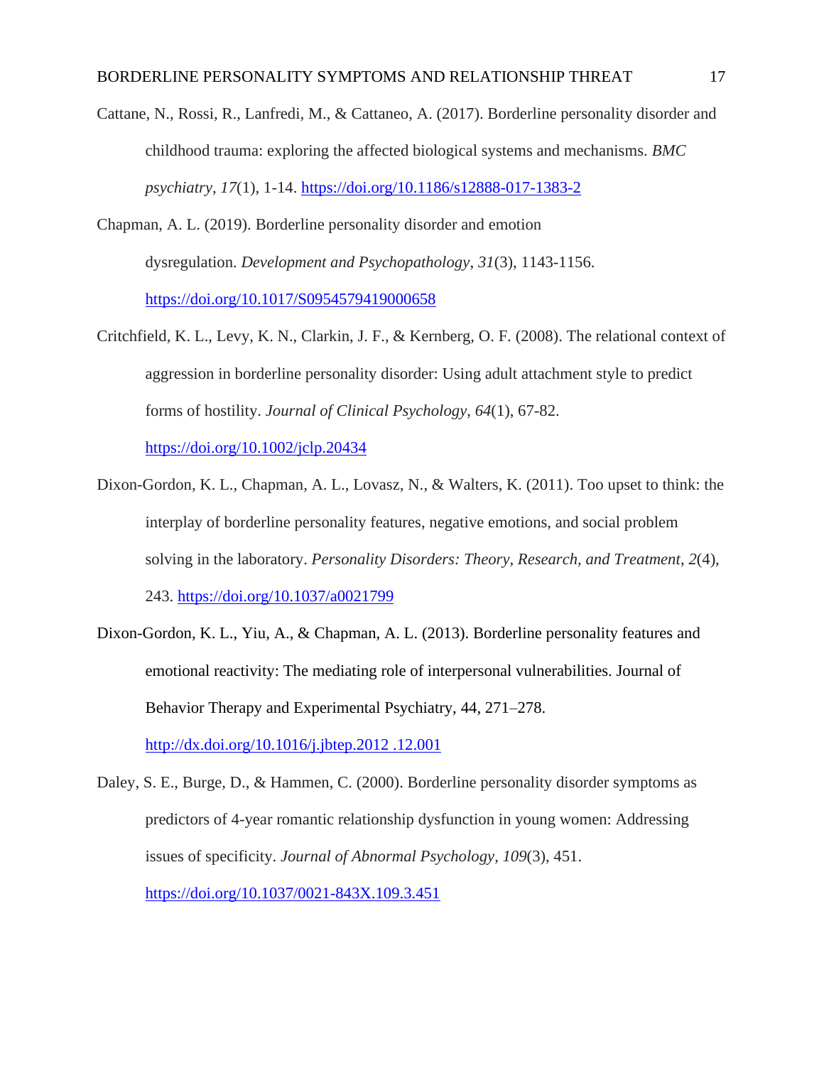Cattane, N., Rossi, R., Lanfredi, M., & Cattaneo, A. (2017). Borderline personality disorder and childhood trauma: exploring the affected biological systems and mechanisms. *BMC psychiatry*, *17*(1), 1-14. https://doi.org/10.1186/s12888-017-1383-2

Chapman, A. L. (2019). Borderline personality disorder and emotion dysregulation. *Development and Psychopathology*, *31*(3), 1143-1156. https://doi.org/10.1017/S0954579419000658

Critchfield, K. L., Levy, K. N., Clarkin, J. F., & Kernberg, O. F. (2008). The relational context of aggression in borderline personality disorder: Using adult attachment style to predict forms of hostility. *Journal of Clinical Psychology*, *64*(1), 67-82. https://doi.org/10.1002/jclp.20434

Dixon-Gordon, K. L., Chapman, A. L., Lovasz, N., & Walters, K. (2011). Too upset to think: the interplay of borderline personality features, negative emotions, and social problem solving in the laboratory. *Personality Disorders: Theory, Research, and Treatment*, *2*(4), 243. https://doi.org/10.1037/a0021799

Dixon-Gordon, K. L., Yiu, A., & Chapman, A. L. (2013). Borderline personality features and emotional reactivity: The mediating role of interpersonal vulnerabilities. Journal of Behavior Therapy and Experimental Psychiatry, 44, 271–278. http://dx.doi.org/10.1016/j.jbtep.2012 .12.001

Daley, S. E., Burge, D., & Hammen, C. (2000). Borderline personality disorder symptoms as predictors of 4-year romantic relationship dysfunction in young women: Addressing issues of specificity. *Journal of Abnormal Psychology*, *109*(3), 451. https://doi.org/10.1037/0021-843X.109.3.451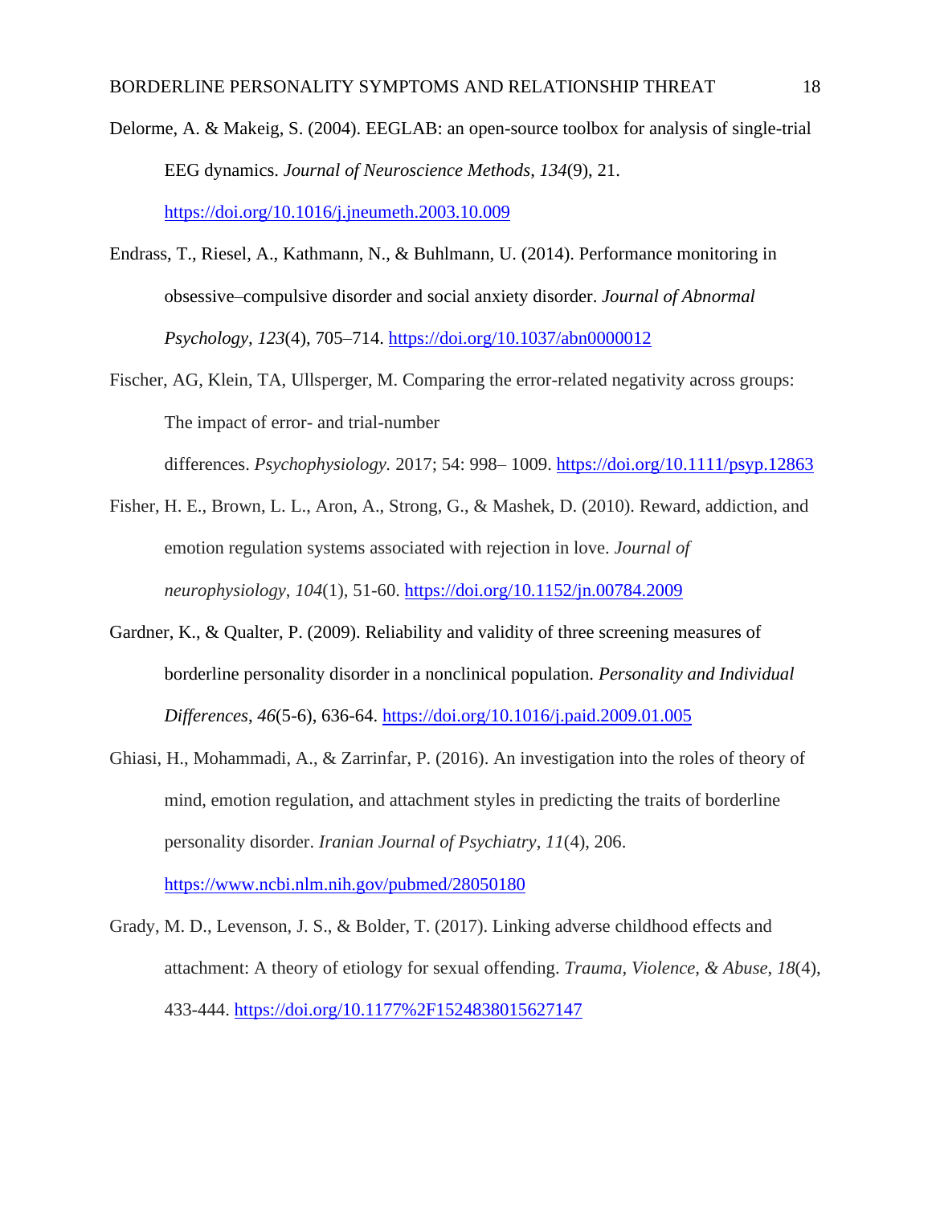Delorme, A. & Makeig, S. (2004). EEGLAB: an open-source toolbox for analysis of single-trial EEG dynamics. *Journal of Neuroscience Methods*, *134*(9), 21. https://doi.org/10.1016/j.jneumeth.2003.10.009

Endrass, T., Riesel, A., Kathmann, N., & Buhlmann, U. (2014). Performance monitoring in obsessive–compulsive disorder and social anxiety disorder. *Journal of Abnormal Psychology*, *123*(4), 705–714. https://doi.org/10.1037/abn0000012

Fischer, AG, Klein, TA, Ullsperger, M. Comparing the error-related negativity across groups: The impact of error- and trial-number differences. *Psychophysiology.* 2017; 54: 998– 1009. https://doi.org/10.1111/psyp.12863

Fisher, H. E., Brown, L. L., Aron, A., Strong, G., & Mashek, D. (2010). Reward, addiction, and emotion regulation systems associated with rejection in love. *Journal of neurophysiology*, *104*(1), 51-60. https://doi.org/10.1152/jn.00784.2009

Gardner, K., & Qualter, P. (2009). Reliability and validity of three screening measures of borderline personality disorder in a nonclinical population. *Personality and Individual Differences*, *46*(5-6), 636-64. https://doi.org/10.1016/j.paid.2009.01.005

Ghiasi, H., Mohammadi, A., & Zarrinfar, P. (2016). An investigation into the roles of theory of mind, emotion regulation, and attachment styles in predicting the traits of borderline personality disorder. *Iranian Journal of Psychiatry*, *11*(4), 206. https://www.ncbi.nlm.nih.gov/pubmed/28050180

Grady, M. D., Levenson, J. S., & Bolder, T. (2017). Linking adverse childhood effects and attachment: A theory of etiology for sexual offending. *Trauma, Violence, & Abuse*, *18*(4), 433-444. https://doi.org/10.1177%2F1524838015627147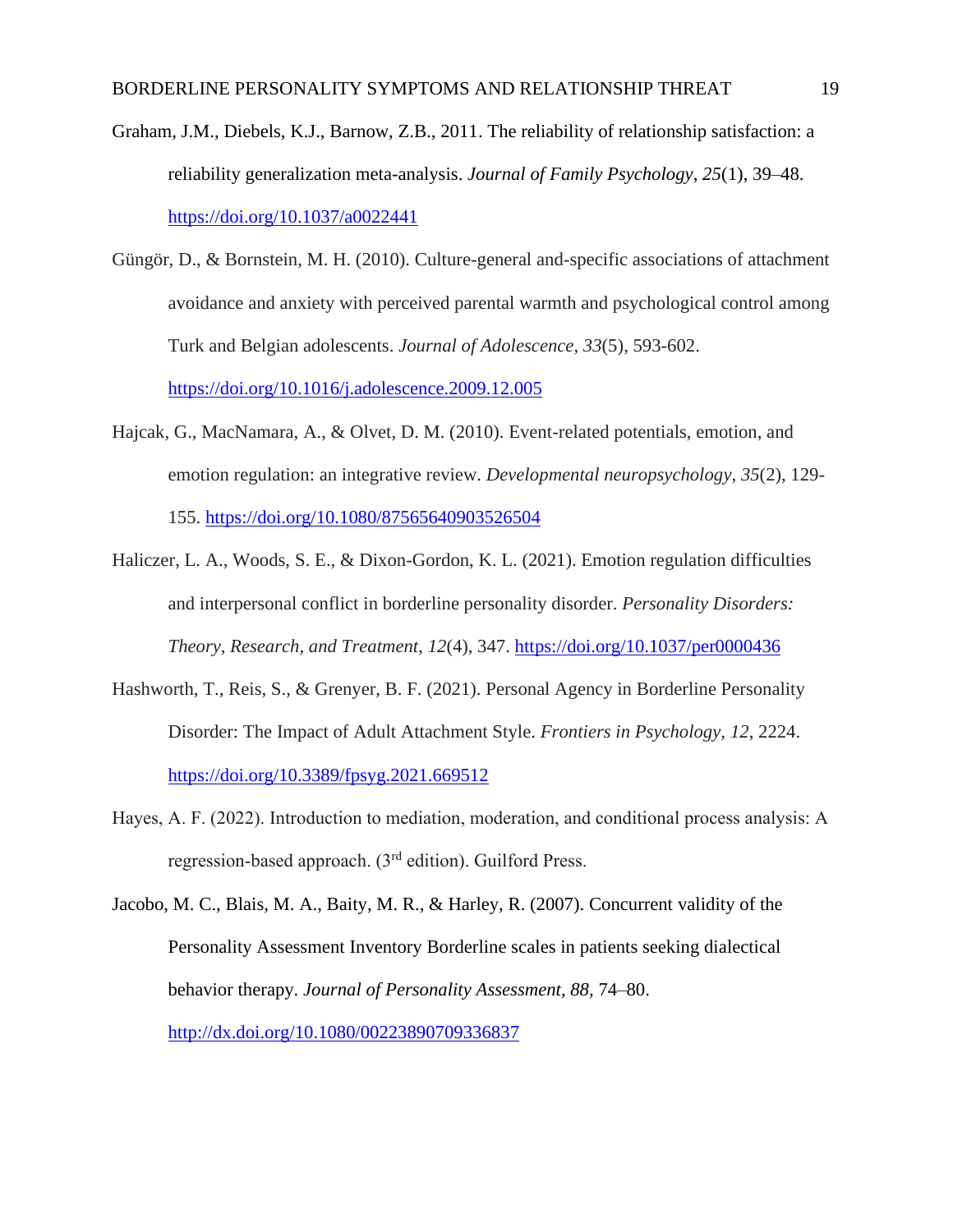Graham, J.M., Diebels, K.J., Barnow, Z.B., 2011. The reliability of relationship satisfaction: a reliability generalization meta-analysis. *Journal of Family Psychology*, *25*(1), 39–48. https://doi.org/10.1037/a0022441

Güngör, D., & Bornstein, M. H. (2010). Culture-general and-specific associations of attachment avoidance and anxiety with perceived parental warmth and psychological control among Turk and Belgian adolescents. *Journal of Adolescence*, *33*(5), 593-602. https://doi.org/10.1016/j.adolescence.2009.12.005

Hajcak, G., MacNamara, A., & Olvet, D. M. (2010). Event-related potentials, emotion, and emotion regulation: an integrative review. *Developmental neuropsychology*, *35*(2), 129-155. https://doi.org/10.1080/87565640903526504

Haliczer, L. A., Woods, S. E., & Dixon-Gordon, K. L. (2021). Emotion regulation difficulties and interpersonal conflict in borderline personality disorder. *Personality Disorders: Theory, Research, and Treatment*, *12*(4), 347. https://doi.org/10.1037/per0000436

Hashworth, T., Reis, S., & Grenyer, B. F. (2021). Personal Agency in Borderline Personality Disorder: The Impact of Adult Attachment Style. *Frontiers in Psychology*, *12*, 2224. https://doi.org/10.3389/fpsyg.2021.669512

Hayes, A. F. (2022). Introduction to mediation, moderation, and conditional process analysis: A regression-based approach. (3rd edition). Guilford Press.

Jacobo, M. C., Blais, M. A., Baity, M. R., & Harley, R. (2007). Concurrent validity of the Personality Assessment Inventory Borderline scales in patients seeking dialectical behavior therapy. *Journal of Personality Assessment*, *88*, 74–80. http://dx.doi.org/10.1080/00223890709336837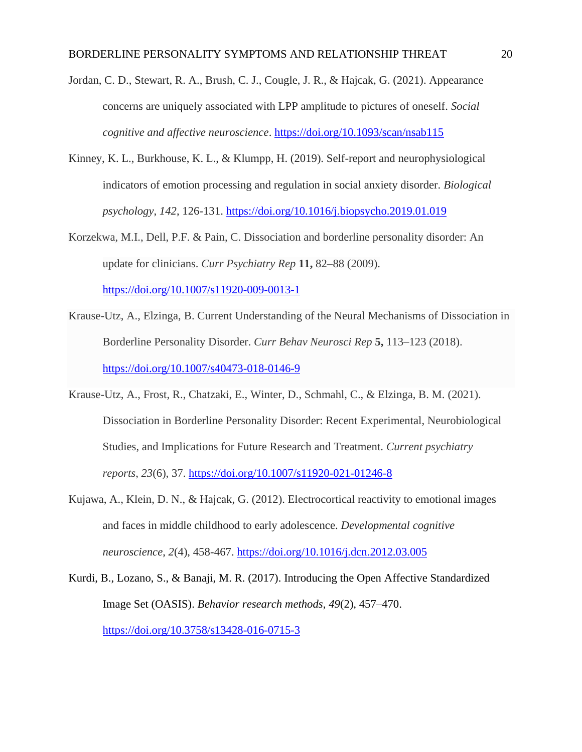Jordan, C. D., Stewart, R. A., Brush, C. J., Cougle, J. R., & Hajcak, G. (2021). Appearance concerns are uniquely associated with LPP amplitude to pictures of oneself. *Social cognitive and affective neuroscience*. https://doi.org/10.1093/scan/nsab115

Kinney, K. L., Burkhouse, K. L., & Klumpp, H. (2019). Self-report and neurophysiological indicators of emotion processing and regulation in social anxiety disorder. *Biological psychology*, *142*, 126-131. https://doi.org/10.1016/j.biopsycho.2019.01.019

Korzekwa, M.I., Dell, P.F. & Pain, C. Dissociation and borderline personality disorder: An update for clinicians. *Curr Psychiatry Rep* **11,** 82–88 (2009). https://doi.org/10.1007/s11920-009-0013-1

Krause-Utz, A., Elzinga, B. Current Understanding of the Neural Mechanisms of Dissociation in Borderline Personality Disorder. *Curr Behav Neurosci Rep* **5,** 113–123 (2018). https://doi.org/10.1007/s40473-018-0146-9

Krause-Utz, A., Frost, R., Chatzaki, E., Winter, D., Schmahl, C., & Elzinga, B. M. (2021). Dissociation in Borderline Personality Disorder: Recent Experimental, Neurobiological Studies, and Implications for Future Research and Treatment. *Current psychiatry reports*, *23*(6), 37. https://doi.org/10.1007/s11920-021-01246-8

Kujawa, A., Klein, D. N., & Hajcak, G. (2012). Electrocortical reactivity to emotional images and faces in middle childhood to early adolescence. *Developmental cognitive neuroscience*, *2*(4), 458-467. https://doi.org/10.1016/j.dcn.2012.03.005

Kurdi, B., Lozano, S., & Banaji, M. R. (2017). Introducing the Open Affective Standardized Image Set (OASIS). *Behavior research methods*, *49*(2), 457–470. https://doi.org/10.3758/s13428-016-0715-3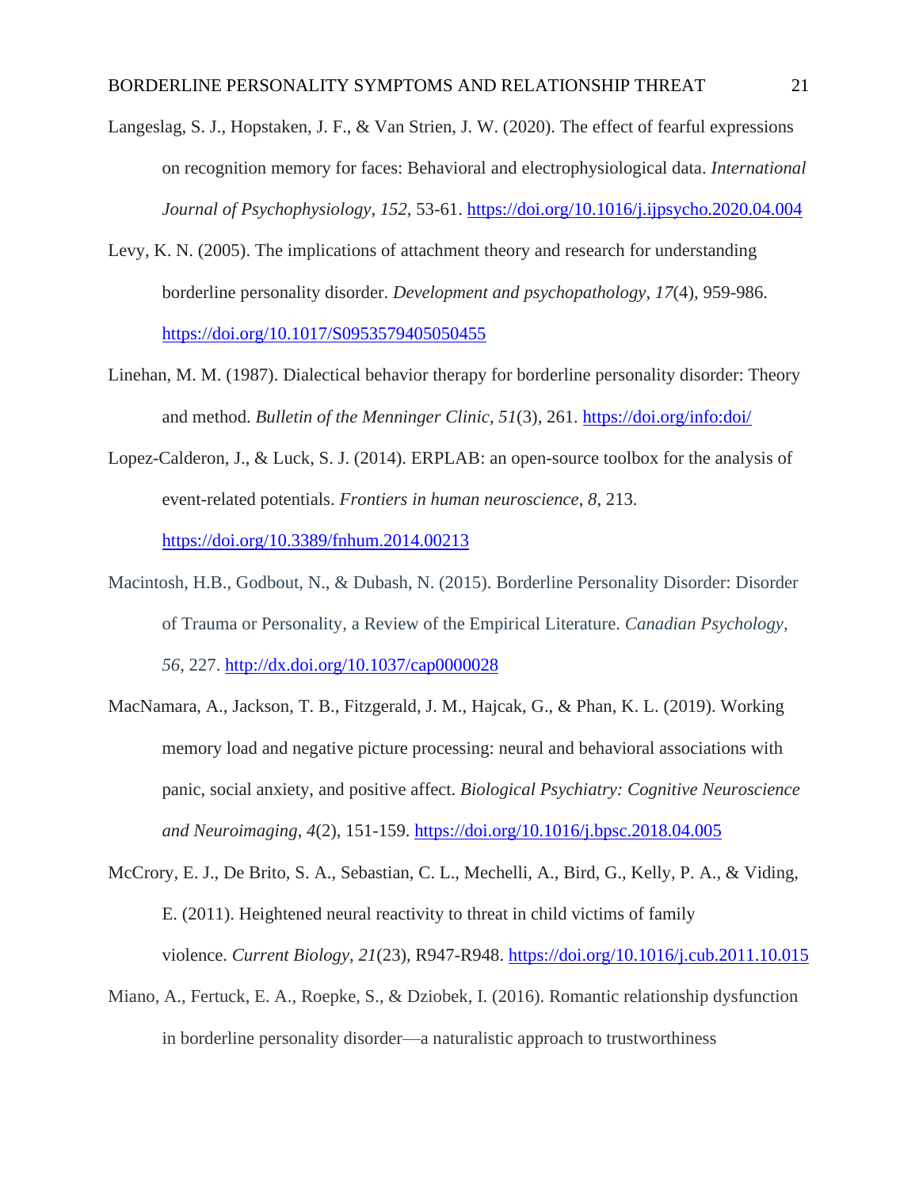Langeslag, S. J., Hopstaken, J. F., & Van Strien, J. W. (2020). The effect of fearful expressions on recognition memory for faces: Behavioral and electrophysiological data. *International Journal of Psychophysiology*, *152*, 53-61. https://doi.org/10.1016/j.ijpsycho.2020.04.004

Levy, K. N. (2005). The implications of attachment theory and research for understanding borderline personality disorder. *Development and psychopathology*, *17*(4), 959-986. https://doi.org/10.1017/S0953579405050455

Linehan, M. M. (1987). Dialectical behavior therapy for borderline personality disorder: Theory and method. *Bulletin of the Menninger Clinic*, *51*(3), 261. https://doi.org/info:doi/

Lopez-Calderon, J., & Luck, S. J. (2014). ERPLAB: an open-source toolbox for the analysis of event-related potentials. *Frontiers in human neuroscience*, *8*, 213. https://doi.org/10.3389/fnhum.2014.00213

Macintosh, H.B., Godbout, N., & Dubash, N. (2015). Borderline Personality Disorder: Disorder of Trauma or Personality, a Review of the Empirical Literature. *Canadian Psychology, 56*, 227. http://dx.doi.org/10.1037/cap0000028

MacNamara, A., Jackson, T. B., Fitzgerald, J. M., Hajcak, G., & Phan, K. L. (2019). Working memory load and negative picture processing: neural and behavioral associations with panic, social anxiety, and positive affect. *Biological Psychiatry: Cognitive Neuroscience and Neuroimaging*, *4*(2), 151-159. https://doi.org/10.1016/j.bpsc.2018.04.005

McCrory, E. J., De Brito, S. A., Sebastian, C. L., Mechelli, A., Bird, G., Kelly, P. A., & Viding, E. (2011). Heightened neural reactivity to threat in child victims of family violence. *Current Biology*, *21*(23), R947-R948. https://doi.org/10.1016/j.cub.2011.10.015

Miano, A., Fertuck, E. A., Roepke, S., & Dziobek, I. (2016). Romantic relationship dysfunction in borderline personality disorder—a naturalistic approach to trustworthiness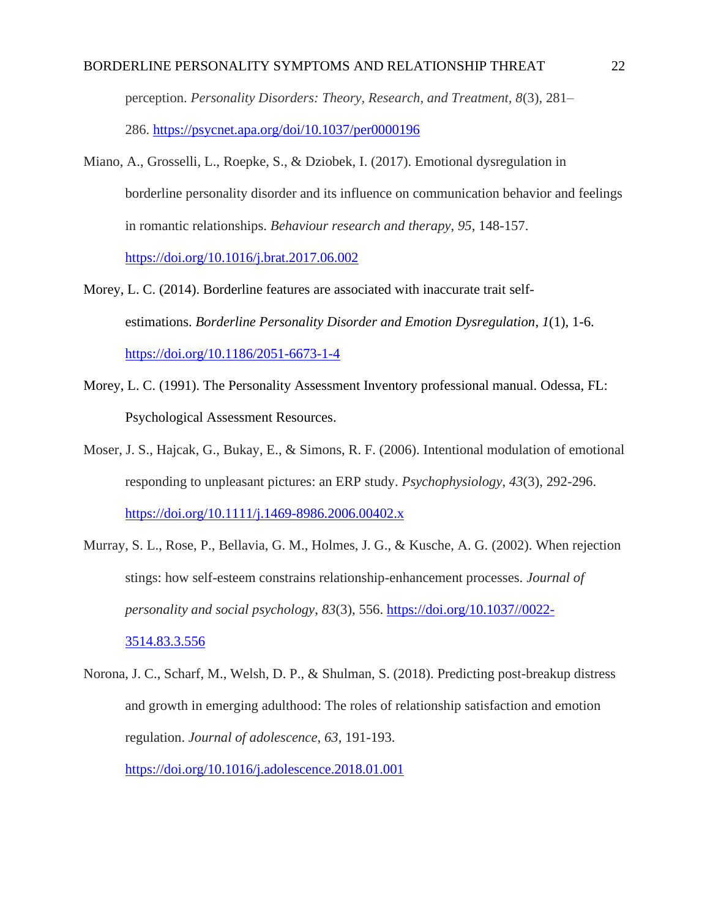perception. *Personality Disorders: Theory, Research, and Treatment*, *8*(3), 281–286. https://psycnet.apa.org/doi/10.1037/per0000196

Miano, A., Grosselli, L., Roepke, S., & Dziobek, I. (2017). Emotional dysregulation in borderline personality disorder and its influence on communication behavior and feelings in romantic relationships. *Behaviour research and therapy*, *95*, 148-157. https://doi.org/10.1016/j.brat.2017.06.002

Morey, L. C. (2014). Borderline features are associated with inaccurate trait self-estimations. *Borderline Personality Disorder and Emotion Dysregulation*, *1*(1), 1-6. https://doi.org/10.1186/2051-6673-1-4

Morey, L. C. (1991). The Personality Assessment Inventory professional manual. Odessa, FL: Psychological Assessment Resources.

Moser, J. S., Hajcak, G., Bukay, E., & Simons, R. F. (2006). Intentional modulation of emotional responding to unpleasant pictures: an ERP study. *Psychophysiology*, *43*(3), 292-296. https://doi.org/10.1111/j.1469-8986.2006.00402.x

Murray, S. L., Rose, P., Bellavia, G. M., Holmes, J. G., & Kusche, A. G. (2002). When rejection stings: how self-esteem constrains relationship-enhancement processes. *Journal of personality and social psychology*, *83*(3), 556. https://doi.org/10.1037//0022-3514.83.3.556

Norona, J. C., Scharf, M., Welsh, D. P., & Shulman, S. (2018). Predicting post-breakup distress and growth in emerging adulthood: The roles of relationship satisfaction and emotion regulation. *Journal of adolescence*, *63*, 191-193. https://doi.org/10.1016/j.adolescence.2018.01.001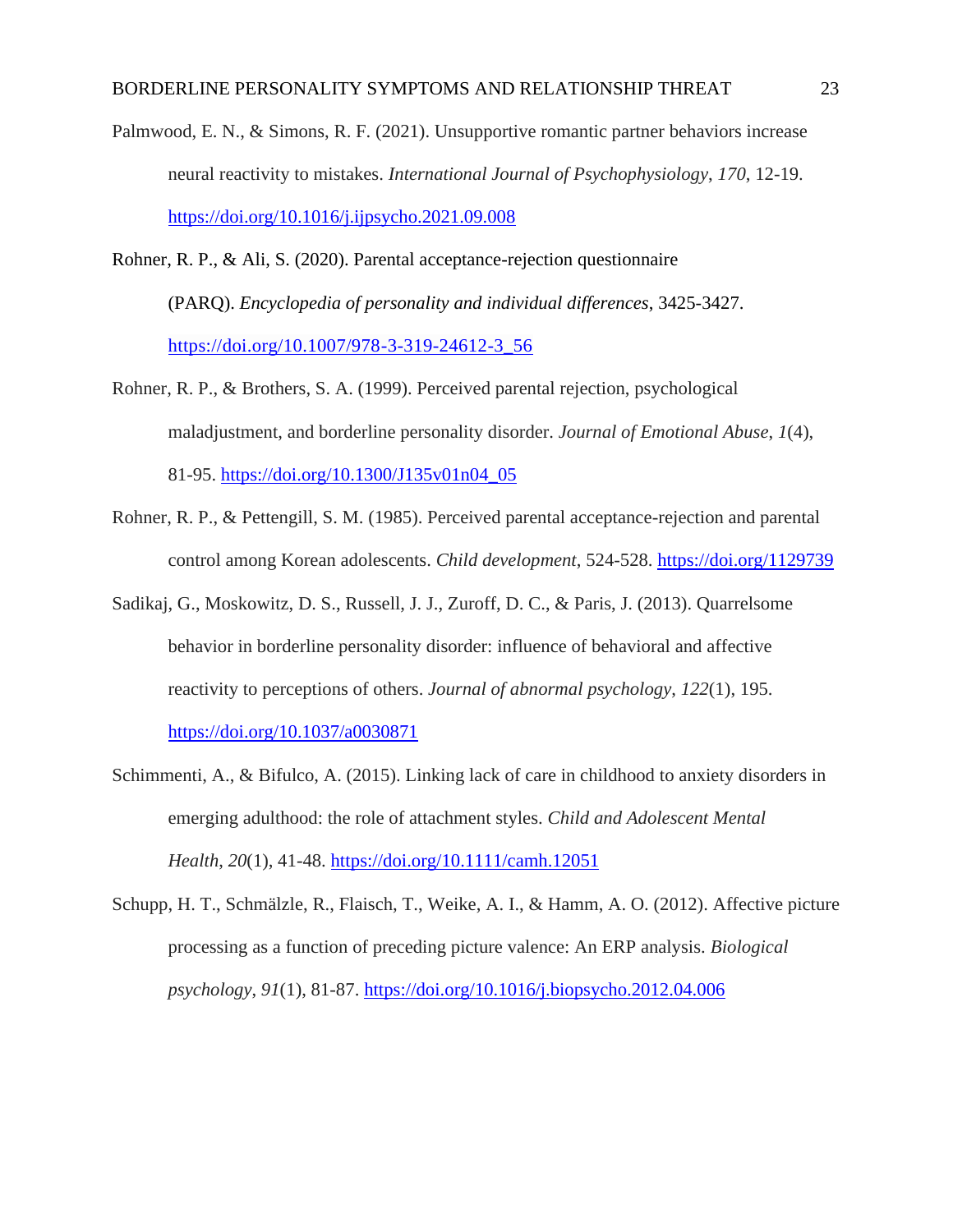Palmwood, E. N., & Simons, R. F. (2021). Unsupportive romantic partner behaviors increase neural reactivity to mistakes. *International Journal of Psychophysiology*, *170*, 12-19. https://doi.org/10.1016/j.ijpsycho.2021.09.008

Rohner, R. P., & Ali, S. (2020). Parental acceptance-rejection questionnaire (PARQ). *Encyclopedia of personality and individual differences*, 3425-3427. https://doi.org/10.1007/978-3-319-24612-3_56

Rohner, R. P., & Brothers, S. A. (1999). Perceived parental rejection, psychological maladjustment, and borderline personality disorder. *Journal of Emotional Abuse*, *1*(4), 81-95. https://doi.org/10.1300/J135v01n04_05

Rohner, R. P., & Pettengill, S. M. (1985). Perceived parental acceptance-rejection and parental control among Korean adolescents. *Child development*, 524-528. https://doi.org/1129739

Sadikaj, G., Moskowitz, D. S., Russell, J. J., Zuroff, D. C., & Paris, J. (2013). Quarrelsome behavior in borderline personality disorder: influence of behavioral and affective reactivity to perceptions of others. *Journal of abnormal psychology*, *122*(1), 195. https://doi.org/10.1037/a0030871

Schimmenti, A., & Bifulco, A. (2015). Linking lack of care in childhood to anxiety disorders in emerging adulthood: the role of attachment styles. *Child and Adolescent Mental Health*, *20*(1), 41-48. https://doi.org/10.1111/camh.12051

Schupp, H. T., Schmälzle, R., Flaisch, T., Weike, A. I., & Hamm, A. O. (2012). Affective picture processing as a function of preceding picture valence: An ERP analysis. *Biological psychology*, *91*(1), 81-87. https://doi.org/10.1016/j.biopsycho.2012.04.006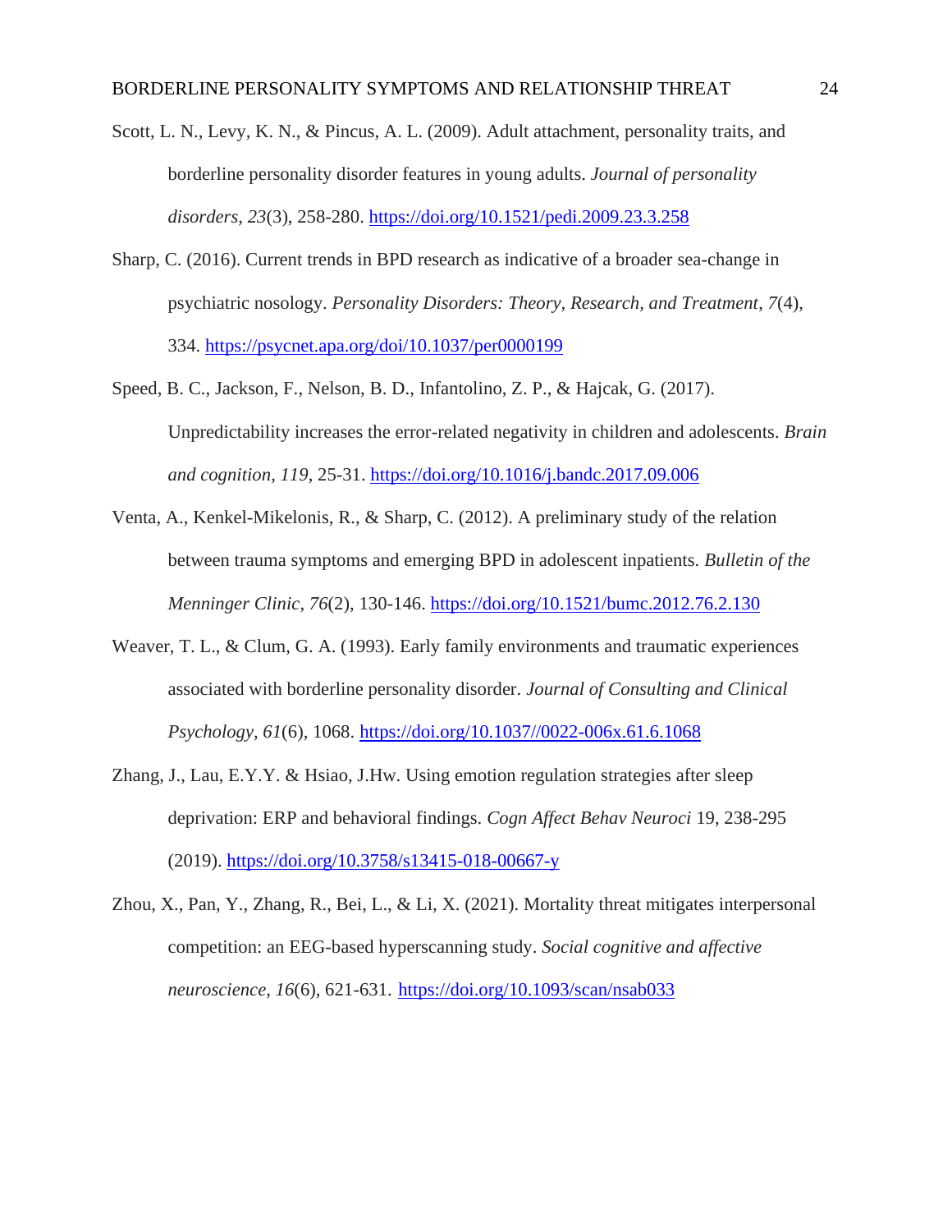Scott, L. N., Levy, K. N., & Pincus, A. L. (2009). Adult attachment, personality traits, and borderline personality disorder features in young adults. *Journal of personality disorders*, *23*(3), 258-280. https://doi.org/10.1521/pedi.2009.23.3.258

Sharp, C. (2016). Current trends in BPD research as indicative of a broader sea-change in psychiatric nosology. *Personality Disorders: Theory, Research, and Treatment*, *7*(4), 334. https://psycnet.apa.org/doi/10.1037/per0000199

Speed, B. C., Jackson, F., Nelson, B. D., Infantolino, Z. P., & Hajcak, G. (2017). Unpredictability increases the error-related negativity in children and adolescents. *Brain and cognition*, *119*, 25-31. https://doi.org/10.1016/j.bandc.2017.09.006

Venta, A., Kenkel-Mikelonis, R., & Sharp, C. (2012). A preliminary study of the relation between trauma symptoms and emerging BPD in adolescent inpatients. *Bulletin of the Menninger Clinic*, *76*(2), 130-146. https://doi.org/10.1521/bumc.2012.76.2.130

Weaver, T. L., & Clum, G. A. (1993). Early family environments and traumatic experiences associated with borderline personality disorder. *Journal of Consulting and Clinical Psychology*, *61*(6), 1068. https://doi.org/10.1037//0022-006x.61.6.1068

Zhang, J., Lau, E.Y.Y. & Hsiao, J.Hw. Using emotion regulation strategies after sleep deprivation: ERP and behavioral findings. *Cogn Affect Behav Neuroci* 19, 238-295 (2019). https://doi.org/10.3758/s13415-018-00667-y

Zhou, X., Pan, Y., Zhang, R., Bei, L., & Li, X. (2021). Mortality threat mitigates interpersonal competition: an EEG-based hyperscanning study. *Social cognitive and affective neuroscience*, *16*(6), 621-631. https://doi.org/10.1093/scan/nsab033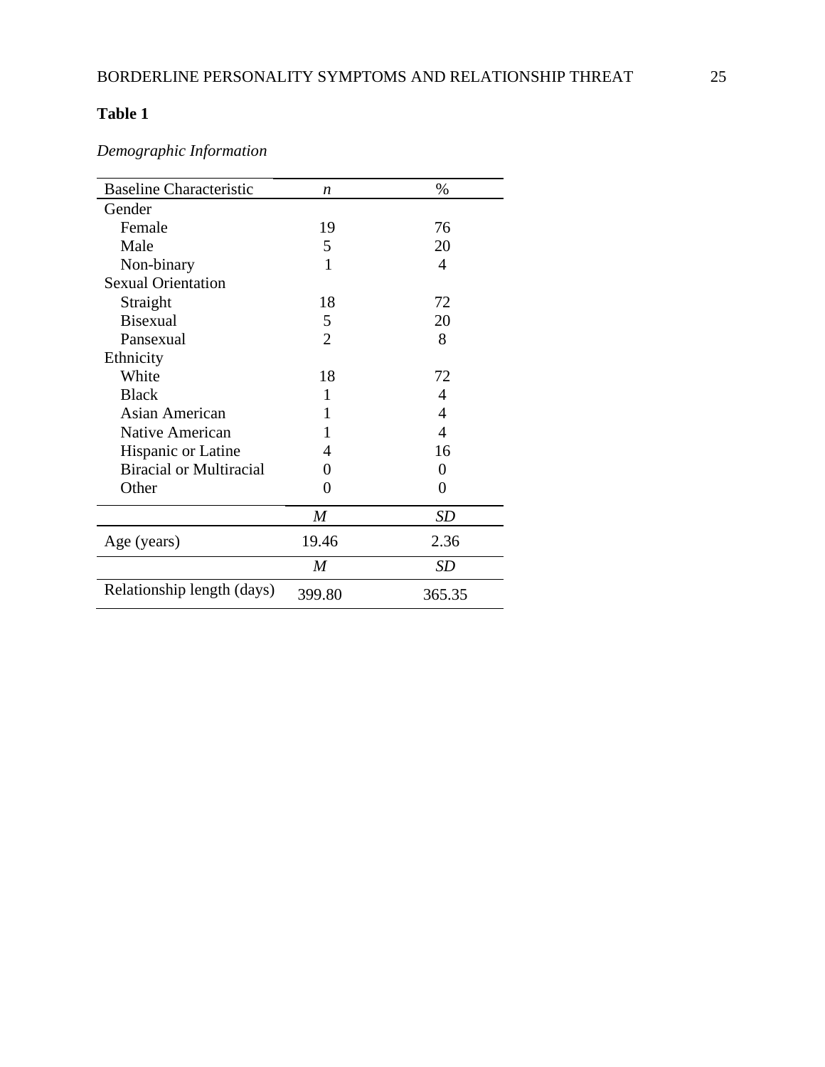**Table 1**

*Demographic Information*

| Baseline Characteristic | *n* | % |
|---|---|---|
| Gender | | |
| Female | 19 | 76 |
| Male | 5 | 20 |
| Non-binary | 1 | 4 |
| Sexual Orientation | | |
| Straight | 18 | 72 |
| Bisexual | 5 | 20 |
| Pansexual | 2 | 8 |
| Ethnicity | | |
| White | 18 | 72 |
| Black | 1 | 4 |
| Asian American | 1 | 4 |
| Native American | 1 | 4 |
| Hispanic or Latine | 4 | 16 |
| Biracial or Multiracial | 0 | 0 |
| Other | 0 | 0 |
| | *M* | *SD* |
| Age (years) | 19.46 | 2.36 |
| | *M* | *SD* |
| Relationship length (days) | 399.80 | 365.35 |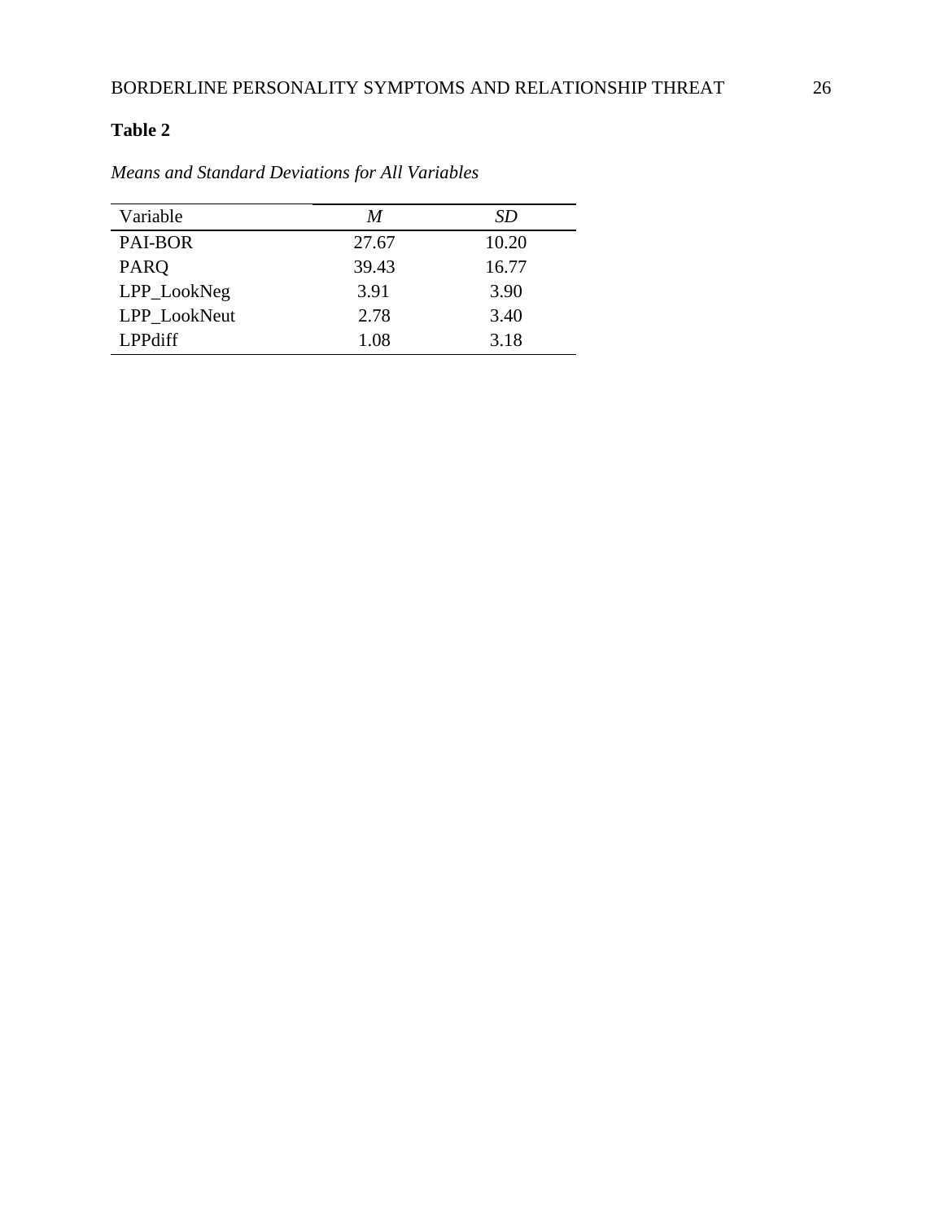**Table 2**

*Means and Standard Deviations for All Variables*

| Variable | *M* | *SD* |
|---|---|---|
| PAI-BOR | 27.67 | 10.20 |
| PARQ | 39.43 | 16.77 |
| LPP_LookNeg | 3.91 | 3.90 |
| LPP_LookNeut | 2.78 | 3.40 |
| LPPdiff | 1.08 | 3.18 |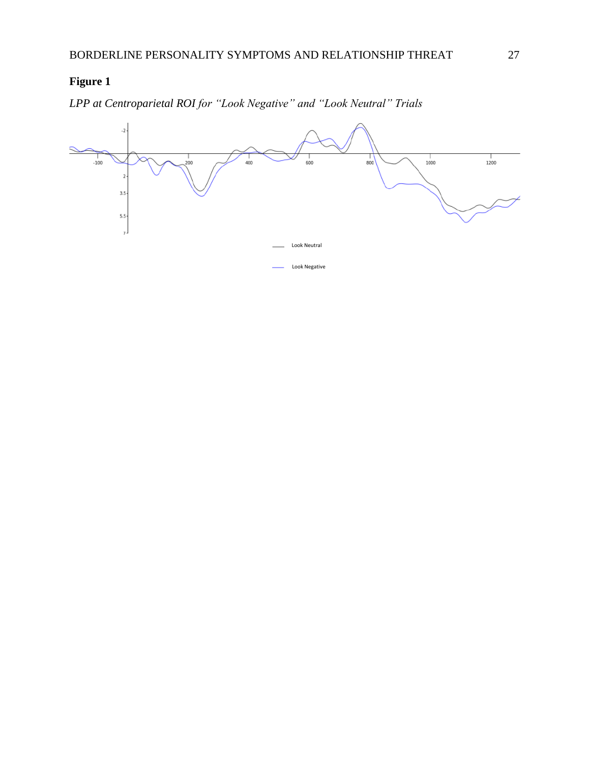**Figure 1**

*LPP at Centroparietal ROI for "Look Negative" and "Look Neutral" Trials*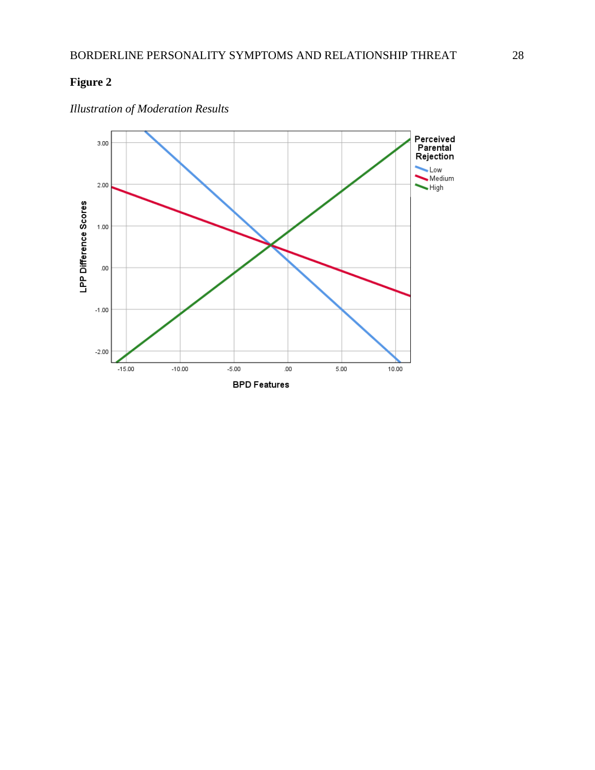**Figure 2**

*Illustration of Moderation Results*

Perceived Parental Rejection

Low

Medium

High

LPP Difference Scores

3.00

2.00

1.00

.00

-1.00

-2.00

-15.00

-10.00

-5.00

.00

5.00

10.00

BPD Features